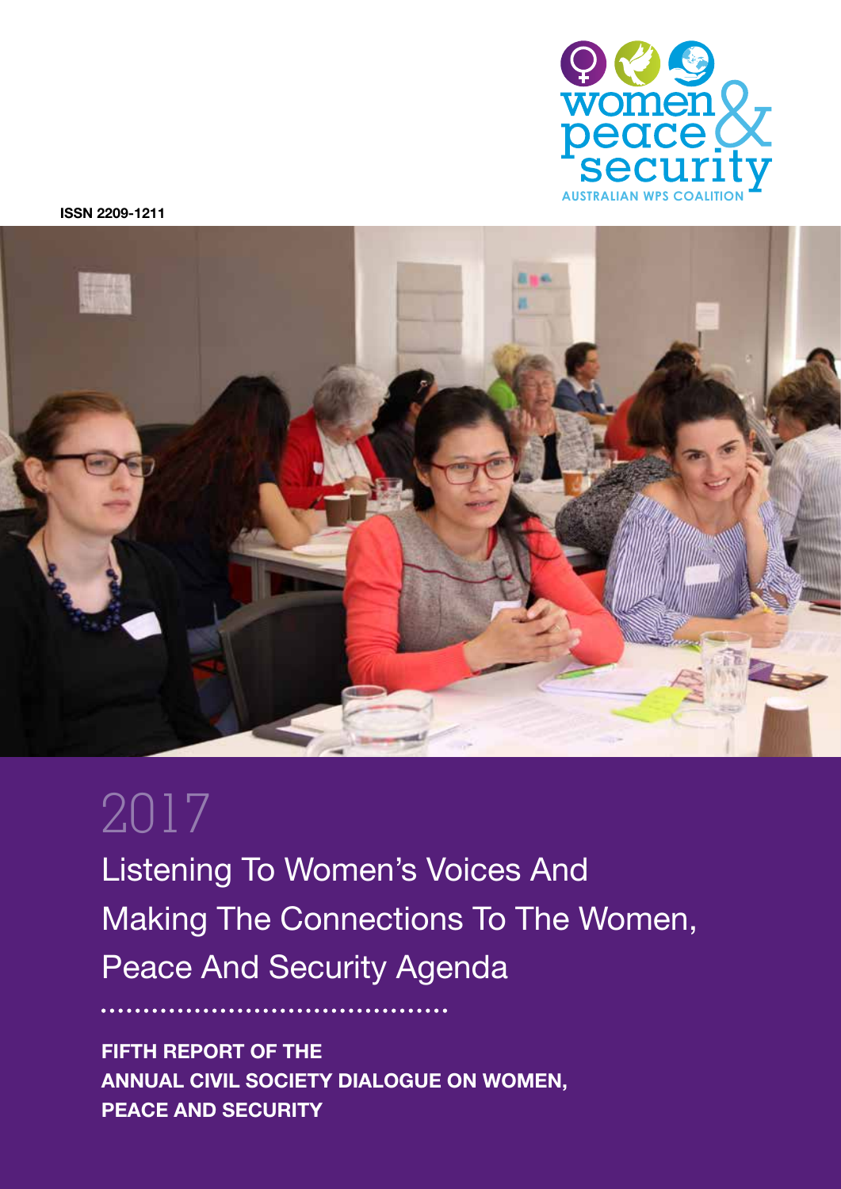women peace & security

AUSTRALIAN WPS COALITION

**ISSN 2209-1211**

# 2017

## Listening To Women's Voices And Making The Connections To The Women, Peace And Security Agenda

**FIFTH REPORT OF THE ANNUAL CIVIL SOCIETY DIALOGUE ON WOMEN, PEACE AND SECURITY**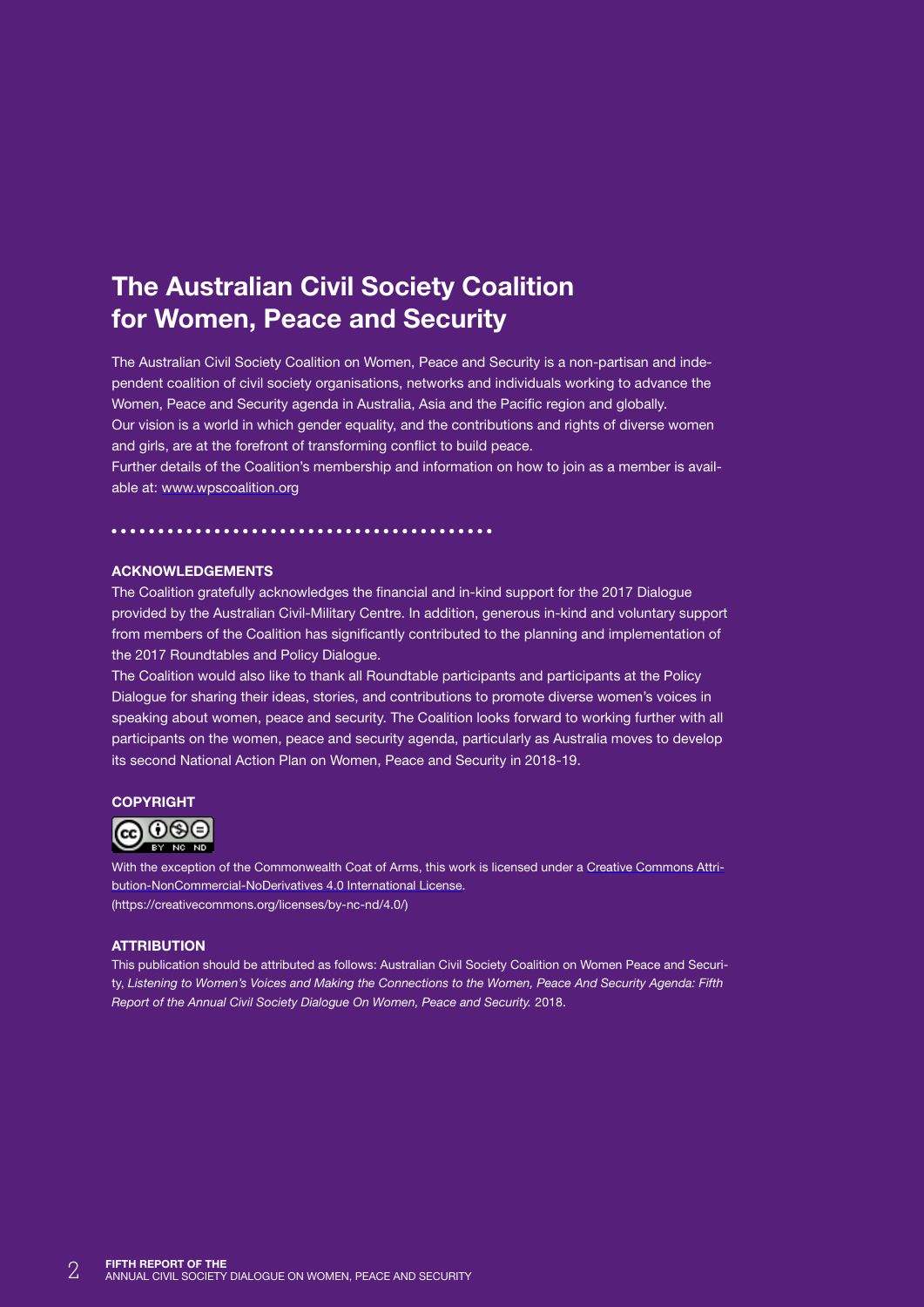# The Australian Civil Society Coalition for Women, Peace and Security

The Australian Civil Society Coalition on Women, Peace and Security is a non-partisan and independent coalition of civil society organisations, networks and individuals working to advance the Women, Peace and Security agenda in Australia, Asia and the Pacific region and globally.

Our vision is a world in which gender equality, and the contributions and rights of diverse women and girls, are at the forefront of transforming conflict to build peace.

Further details of the Coalition's membership and information on how to join as a member is available at: www.wpscoalition.org

## ACKNOWLEDGEMENTS

The Coalition gratefully acknowledges the financial and in-kind support for the 2017 Dialogue provided by the Australian Civil-Military Centre. In addition, generous in-kind and voluntary support from members of the Coalition has significantly contributed to the planning and implementation of the 2017 Roundtables and Policy Dialogue.

The Coalition would also like to thank all Roundtable participants and participants at the Policy Dialogue for sharing their ideas, stories, and contributions to promote diverse women's voices in speaking about women, peace and security. The Coalition looks forward to working further with all participants on the women, peace and security agenda, particularly as Australia moves to develop its second National Action Plan on Women, Peace and Security in 2018-19.

## COPYRIGHT

With the exception of the Commonwealth Coat of Arms, this work is licensed under a Creative Commons Attribution-NonCommercial-NoDerivatives 4.0 International License.
(https://creativecommons.org/licenses/by-nc-nd/4.0/)

## ATTRIBUTION

This publication should be attributed as follows: Australian Civil Society Coalition on Women Peace and Security, *Listening to Women's Voices and Making the Connections to the Women, Peace And Security Agenda: Fifth Report of the Annual Civil Society Dialogue On Women, Peace and Security.* 2018.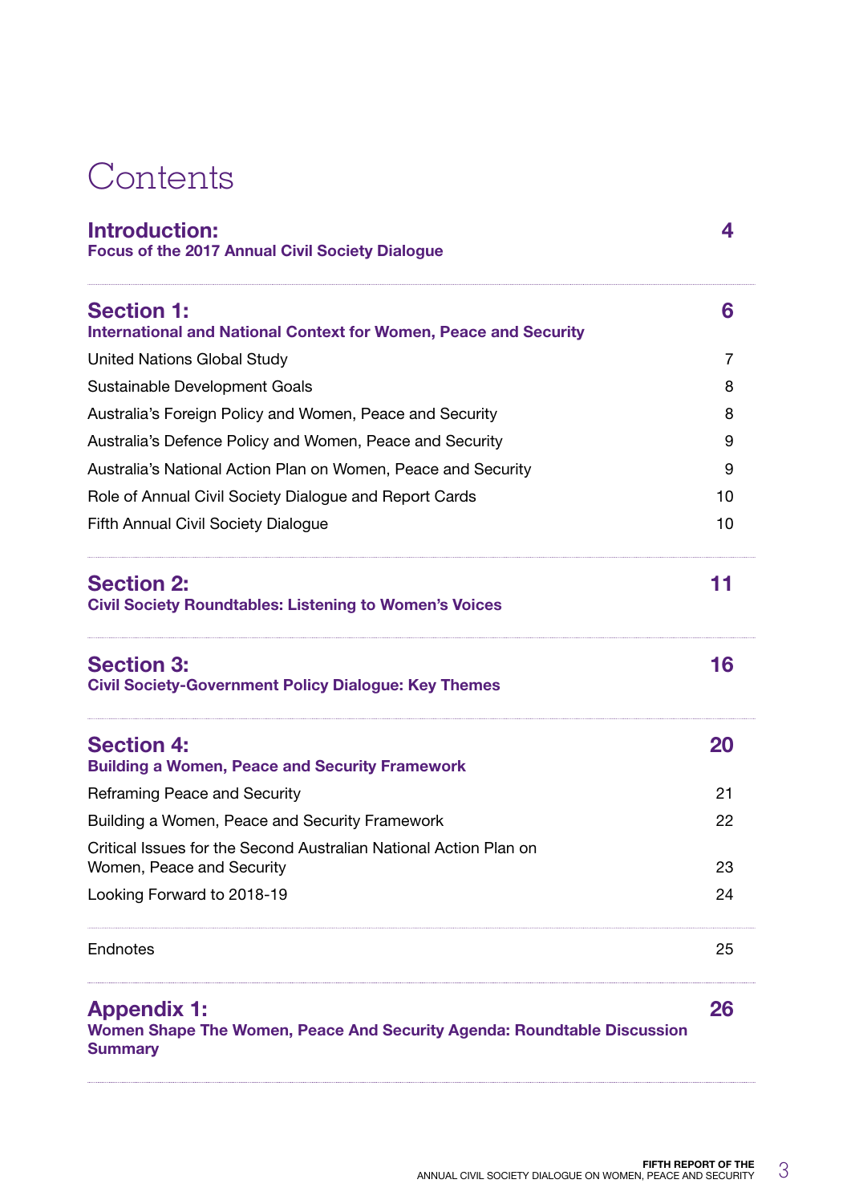# Contents

| | |
|---|---|
| **Introduction:** **Focus of the 2017 Annual Civil Society Dialogue** | **4** |
| **Section 1:** **International and National Context for Women, Peace and Security** | **6** |
| United Nations Global Study | 7 |
| Sustainable Development Goals | 8 |
| Australia's Foreign Policy and Women, Peace and Security | 8 |
| Australia's Defence Policy and Women, Peace and Security | 9 |
| Australia's National Action Plan on Women, Peace and Security | 9 |
| Role of Annual Civil Society Dialogue and Report Cards | 10 |
| Fifth Annual Civil Society Dialogue | 10 |
| **Section 2:** **Civil Society Roundtables: Listening to Women's Voices** | **11** |
| **Section 3:** **Civil Society-Government Policy Dialogue: Key Themes** | **16** |
| **Section 4:** **Building a Women, Peace and Security Framework** | **20** |
| Reframing Peace and Security | 21 |
| Building a Women, Peace and Security Framework | 22 |
| Critical Issues for the Second Australian National Action Plan on Women, Peace and Security | 23 |
| Looking Forward to 2018-19 | 24 |
| Endnotes | 25 |
| **Appendix 1:** **Women Shape The Women, Peace And Security Agenda: Roundtable Discussion Summary** | **26** |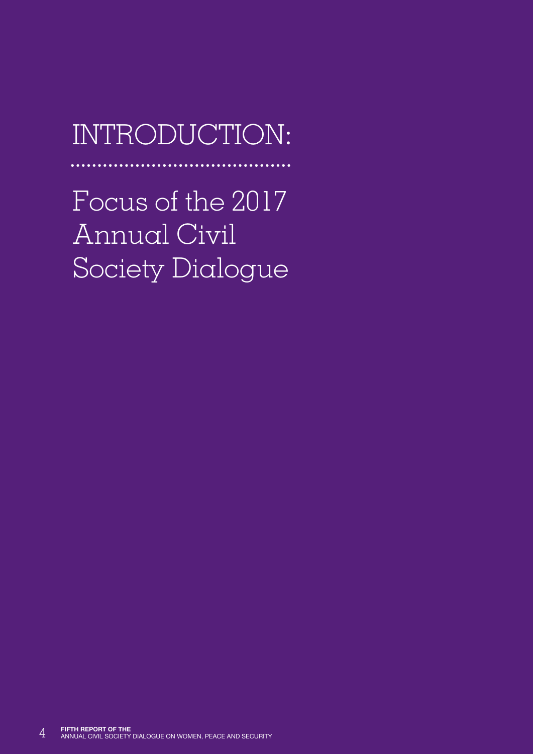# INTRODUCTION:

## Focus of the 2017 Annual Civil Society Dialogue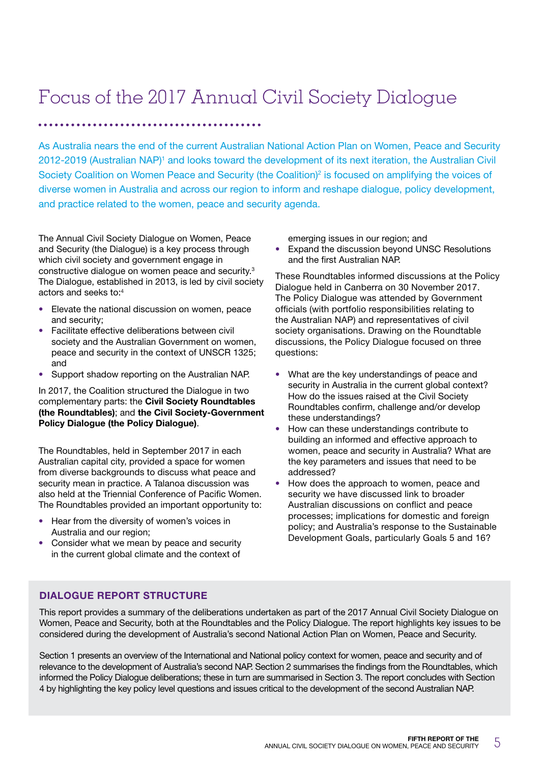# Focus of the 2017 Annual Civil Society Dialogue

As Australia nears the end of the current Australian National Action Plan on Women, Peace and Security 2012-2019 (Australian NAP)[1] and looks toward the development of its next iteration, the Australian Civil Society Coalition on Women Peace and Security (the Coalition)[2] is focused on amplifying the voices of diverse women in Australia and across our region to inform and reshape dialogue, policy development, and practice related to the women, peace and security agenda.

The Annual Civil Society Dialogue on Women, Peace and Security (the Dialogue) is a key process through which civil society and government engage in constructive dialogue on women peace and security.[3] The Dialogue, established in 2013, is led by civil society actors and seeks to:[4]

- Elevate the national discussion on women, peace and security;
- Facilitate effective deliberations between civil society and the Australian Government on women, peace and security in the context of UNSCR 1325; and
- Support shadow reporting on the Australian NAP.

In 2017, the Coalition structured the Dialogue in two complementary parts: the **Civil Society Roundtables (the Roundtables)**; and **the Civil Society-Government Policy Dialogue (the Policy Dialogue)**.

The Roundtables, held in September 2017 in each Australian capital city, provided a space for women from diverse backgrounds to discuss what peace and security mean in practice. A Talanoa discussion was also held at the Triennial Conference of Pacific Women. The Roundtables provided an important opportunity to:

- Hear from the diversity of women's voices in Australia and our region;
- Consider what we mean by peace and security in the current global climate and the context of emerging issues in our region; and
- Expand the discussion beyond UNSC Resolutions and the first Australian NAP.

These Roundtables informed discussions at the Policy Dialogue held in Canberra on 30 November 2017. The Policy Dialogue was attended by Government officials (with portfolio responsibilities relating to the Australian NAP) and representatives of civil society organisations. Drawing on the Roundtable discussions, the Policy Dialogue focused on three questions:

- What are the key understandings of peace and security in Australia in the current global context? How do the issues raised at the Civil Society Roundtables confirm, challenge and/or develop these understandings?
- How can these understandings contribute to building an informed and effective approach to women, peace and security in Australia? What are the key parameters and issues that need to be addressed?
- How does the approach to women, peace and security we have discussed link to broader Australian discussions on conflict and peace processes; implications for domestic and foreign policy; and Australia's response to the Sustainable Development Goals, particularly Goals 5 and 16?

## DIALOGUE REPORT STRUCTURE

This report provides a summary of the deliberations undertaken as part of the 2017 Annual Civil Society Dialogue on Women, Peace and Security, both at the Roundtables and the Policy Dialogue. The report highlights key issues to be considered during the development of Australia's second National Action Plan on Women, Peace and Security.

Section 1 presents an overview of the International and National policy context for women, peace and security and of relevance to the development of Australia's second NAP. Section 2 summarises the findings from the Roundtables, which informed the Policy Dialogue deliberations; these in turn are summarised in Section 3. The report concludes with Section 4 by highlighting the key policy level questions and issues critical to the development of the second Australian NAP.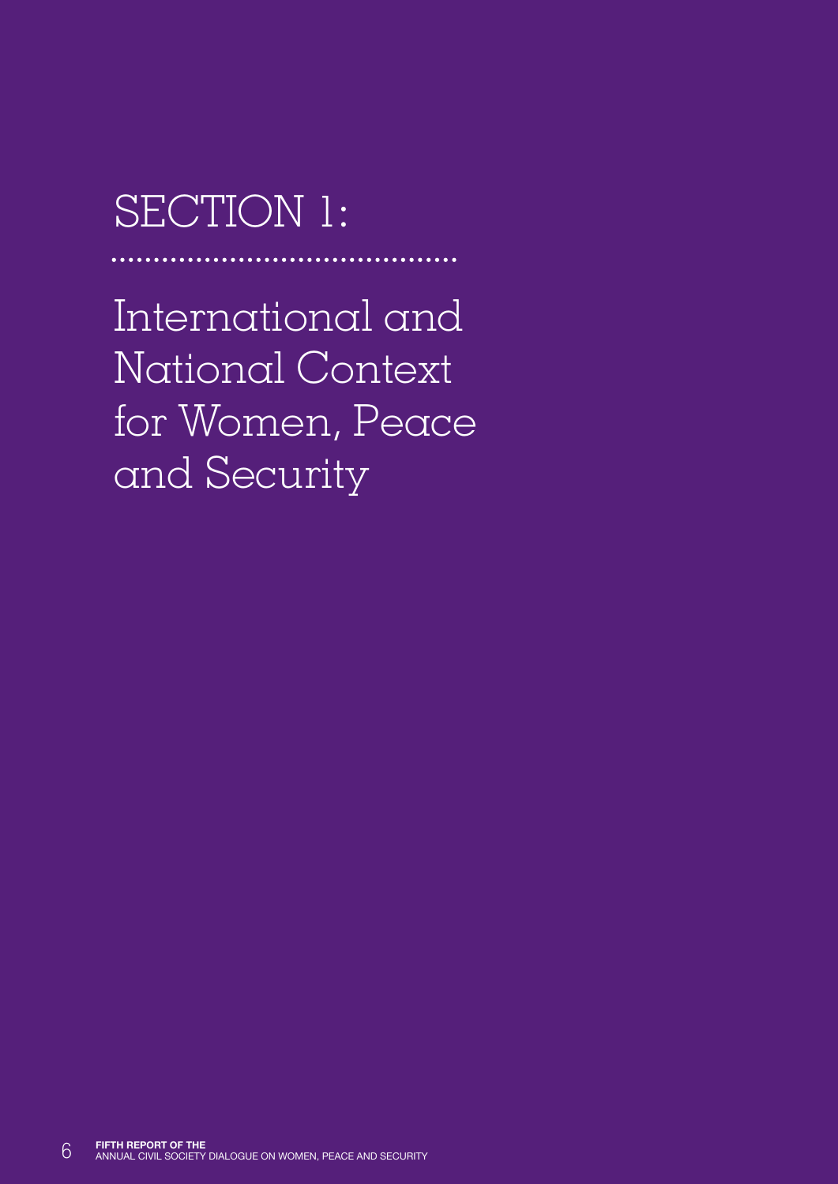# SECTION 1:

## International and National Context for Women, Peace and Security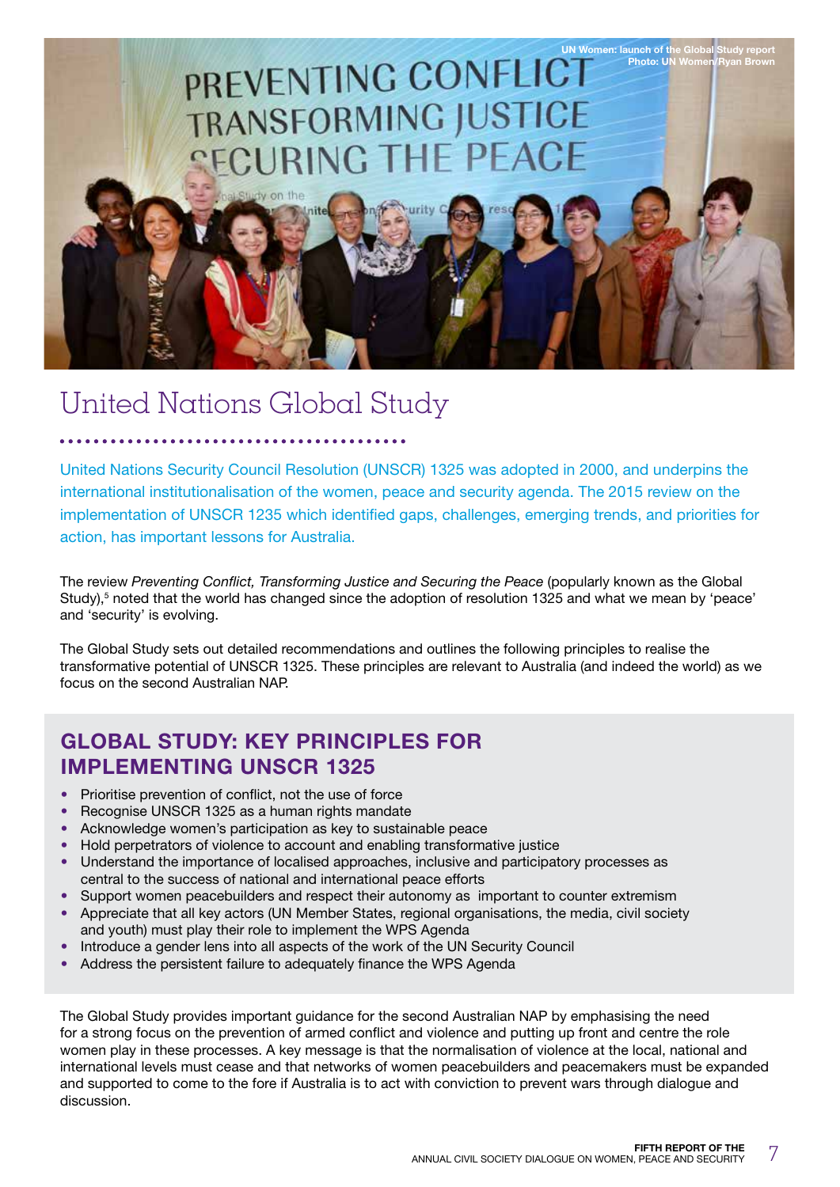UN Women: launch of the Global Study report
Photo: UN Women/Ryan Brown

# United Nations Global Study

United Nations Security Council Resolution (UNSCR) 1325 was adopted in 2000, and underpins the international institutionalisation of the women, peace and security agenda. The 2015 review on the implementation of UNSCR 1235 which identified gaps, challenges, emerging trends, and priorities for action, has important lessons for Australia.

The review *Preventing Conflict, Transforming Justice and Securing the Peace* (popularly known as the Global Study),[5] noted that the world has changed since the adoption of resolution 1325 and what we mean by 'peace' and 'security' is evolving.

The Global Study sets out detailed recommendations and outlines the following principles to realise the transformative potential of UNSCR 1325. These principles are relevant to Australia (and indeed the world) as we focus on the second Australian NAP.

## GLOBAL STUDY: KEY PRINCIPLES FOR IMPLEMENTING UNSCR 1325

- Prioritise prevention of conflict, not the use of force
- Recognise UNSCR 1325 as a human rights mandate
- Acknowledge women's participation as key to sustainable peace
- Hold perpetrators of violence to account and enabling transformative justice
- Understand the importance of localised approaches, inclusive and participatory processes as central to the success of national and international peace efforts
- Support women peacebuilders and respect their autonomy as important to counter extremism
- Appreciate that all key actors (UN Member States, regional organisations, the media, civil society and youth) must play their role to implement the WPS Agenda
- Introduce a gender lens into all aspects of the work of the UN Security Council
- Address the persistent failure to adequately finance the WPS Agenda

The Global Study provides important guidance for the second Australian NAP by emphasising the need for a strong focus on the prevention of armed conflict and violence and putting up front and centre the role women play in these processes. A key message is that the normalisation of violence at the local, national and international levels must cease and that networks of women peacebuilders and peacemakers must be expanded and supported to come to the fore if Australia is to act with conviction to prevent wars through dialogue and discussion.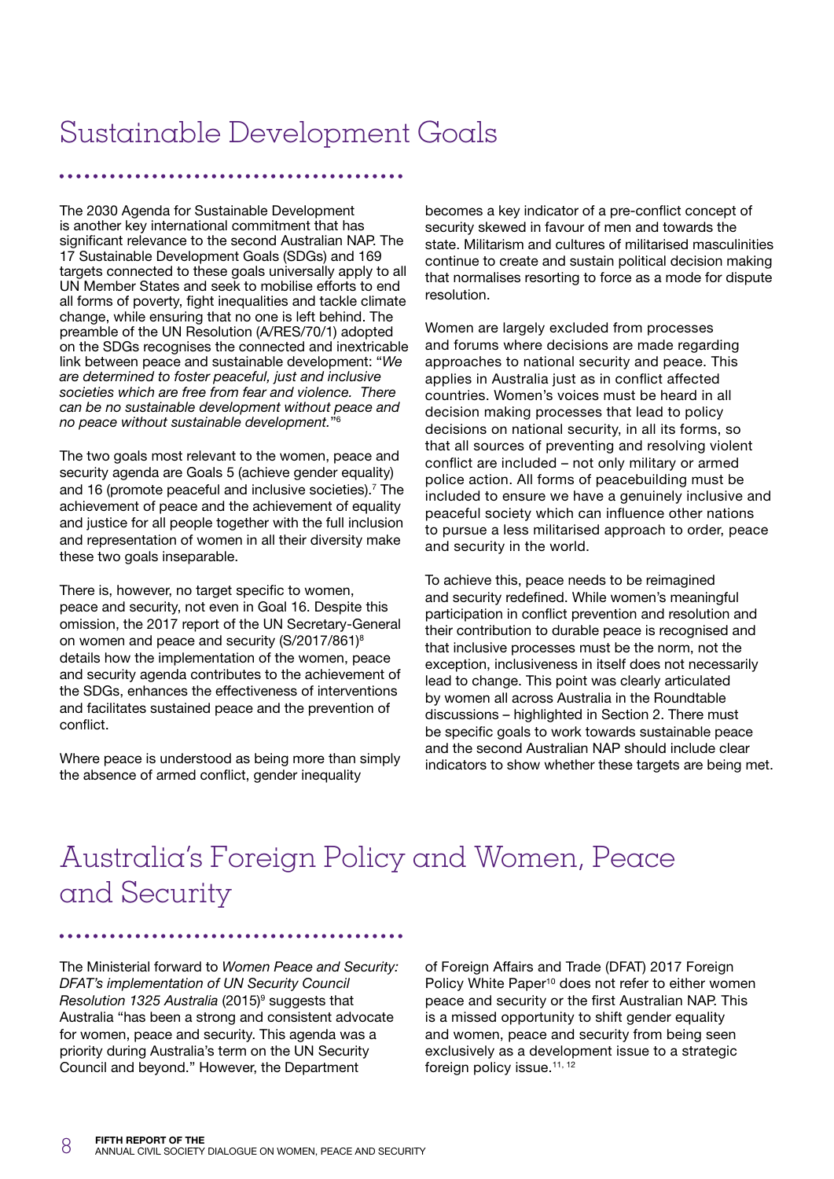## Sustainable Development Goals

The 2030 Agenda for Sustainable Development is another key international commitment that has significant relevance to the second Australian NAP. The 17 Sustainable Development Goals (SDGs) and 169 targets connected to these goals universally apply to all UN Member States and seek to mobilise efforts to end all forms of poverty, fight inequalities and tackle climate change, while ensuring that no one is left behind. The preamble of the UN Resolution (A/RES/70/1) adopted on the SDGs recognises the connected and inextricable link between peace and sustainable development: "*We are determined to foster peaceful, just and inclusive societies which are free from fear and violence. There can be no sustainable development without peace and no peace without sustainable development.*"[6]

The two goals most relevant to the women, peace and security agenda are Goals 5 (achieve gender equality) and 16 (promote peaceful and inclusive societies).[7] The achievement of peace and the achievement of equality and justice for all people together with the full inclusion and representation of women in all their diversity make these two goals inseparable.

There is, however, no target specific to women, peace and security, not even in Goal 16. Despite this omission, the 2017 report of the UN Secretary-General on women and peace and security (S/2017/861)[8] details how the implementation of the women, peace and security agenda contributes to the achievement of the SDGs, enhances the effectiveness of interventions and facilitates sustained peace and the prevention of conflict.

Where peace is understood as being more than simply the absence of armed conflict, gender inequality becomes a key indicator of a pre-conflict concept of security skewed in favour of men and towards the state. Militarism and cultures of militarised masculinities continue to create and sustain political decision making that normalises resorting to force as a mode for dispute resolution.

Women are largely excluded from processes and forums where decisions are made regarding approaches to national security and peace. This applies in Australia just as in conflict affected countries. Women's voices must be heard in all decision making processes that lead to policy decisions on national security, in all its forms, so that all sources of preventing and resolving violent conflict are included – not only military or armed police action. All forms of peacebuilding must be included to ensure we have a genuinely inclusive and peaceful society which can influence other nations to pursue a less militarised approach to order, peace and security in the world.

To achieve this, peace needs to be reimagined and security redefined. While women's meaningful participation in conflict prevention and resolution and their contribution to durable peace is recognised and that inclusive processes must be the norm, not the exception, inclusiveness in itself does not necessarily lead to change. This point was clearly articulated by women all across Australia in the Roundtable discussions – highlighted in Section 2. There must be specific goals to work towards sustainable peace and the second Australian NAP should include clear indicators to show whether these targets are being met.

## Australia's Foreign Policy and Women, Peace and Security

The Ministerial forward to *Women Peace and Security: DFAT's implementation of UN Security Council Resolution 1325 Australia* (2015)[9] suggests that Australia "has been a strong and consistent advocate for women, peace and security. This agenda was a priority during Australia's term on the UN Security Council and beyond." However, the Department of Foreign Affairs and Trade (DFAT) 2017 Foreign Policy White Paper[10] does not refer to either women peace and security or the first Australian NAP. This is a missed opportunity to shift gender equality and women, peace and security from being seen exclusively as a development issue to a strategic foreign policy issue.[11, 12]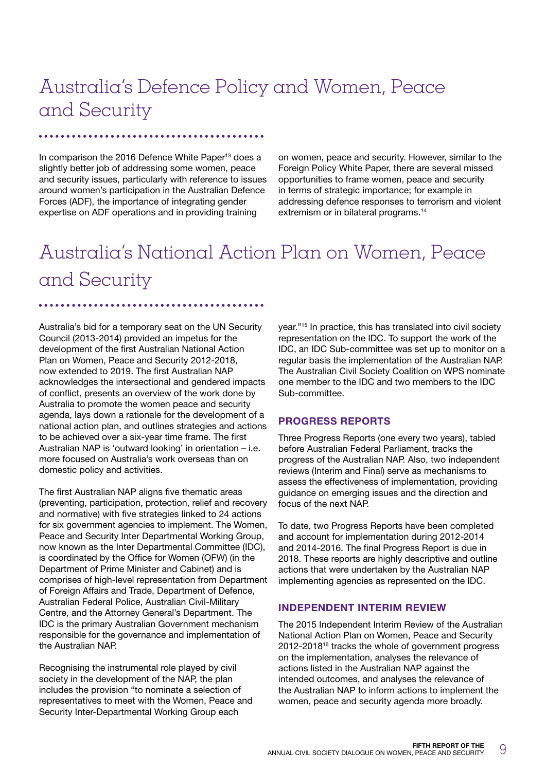# Australia's Defence Policy and Women, Peace and Security

In comparison the 2016 Defence White Paper[13] does a slightly better job of addressing some women, peace and security issues, particularly with reference to issues around women's participation in the Australian Defence Forces (ADF), the importance of integrating gender expertise on ADF operations and in providing training on women, peace and security. However, similar to the Foreign Policy White Paper, there are several missed opportunities to frame women, peace and security in terms of strategic importance; for example in addressing defence responses to terrorism and violent extremism or in bilateral programs.[14]

# Australia's National Action Plan on Women, Peace and Security

Australia's bid for a temporary seat on the UN Security Council (2013-2014) provided an impetus for the development of the first Australian National Action Plan on Women, Peace and Security 2012-2018, now extended to 2019. The first Australian NAP acknowledges the intersectional and gendered impacts of conflict, presents an overview of the work done by Australia to promote the women peace and security agenda, lays down a rationale for the development of a national action plan, and outlines strategies and actions to be achieved over a six-year time frame. The first Australian NAP is 'outward looking' in orientation – i.e. more focused on Australia's work overseas than on domestic policy and activities.

The first Australian NAP aligns five thematic areas (preventing, participation, protection, relief and recovery and normative) with five strategies linked to 24 actions for six government agencies to implement. The Women, Peace and Security Inter Departmental Working Group, now known as the Inter Departmental Committee (IDC), is coordinated by the Office for Women (OFW) (in the Department of Prime Minister and Cabinet) and is comprises of high-level representation from Department of Foreign Affairs and Trade, Department of Defence, Australian Federal Police, Australian Civil-Military Centre, and the Attorney General's Department. The IDC is the primary Australian Government mechanism responsible for the governance and implementation of the Australian NAP.

Recognising the instrumental role played by civil society in the development of the NAP, the plan includes the provision "to nominate a selection of representatives to meet with the Women, Peace and Security Inter-Departmental Working Group each year."[15] In practice, this has translated into civil society representation on the IDC. To support the work of the IDC, an IDC Sub-committee was set up to monitor on a regular basis the implementation of the Australian NAP. The Australian Civil Society Coalition on WPS nominate one member to the IDC and two members to the IDC Sub-committee.

### PROGRESS REPORTS

Three Progress Reports (one every two years), tabled before Australian Federal Parliament, tracks the progress of the Australian NAP. Also, two independent reviews (Interim and Final) serve as mechanisms to assess the effectiveness of implementation, providing guidance on emerging issues and the direction and focus of the next NAP.

To date, two Progress Reports have been completed and account for implementation during 2012-2014 and 2014-2016. The final Progress Report is due in 2018. These reports are highly descriptive and outline actions that were undertaken by the Australian NAP implementing agencies as represented on the IDC.

### INDEPENDENT INTERIM REVIEW

The 2015 Independent Interim Review of the Australian National Action Plan on Women, Peace and Security 2012-2018[16] tracks the whole of government progress on the implementation, analyses the relevance of actions listed in the Australian NAP against the intended outcomes, and analyses the relevance of the Australian NAP to inform actions to implement the women, peace and security agenda more broadly.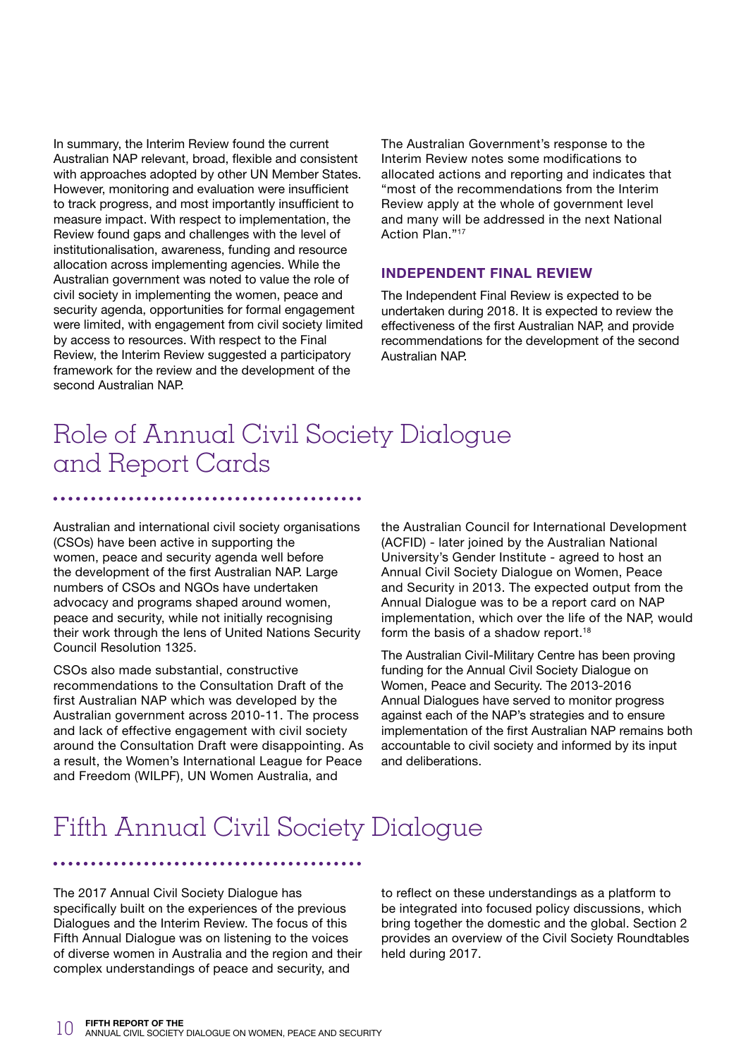In summary, the Interim Review found the current Australian NAP relevant, broad, flexible and consistent with approaches adopted by other UN Member States. However, monitoring and evaluation were insufficient to track progress, and most importantly insufficient to measure impact. With respect to implementation, the Review found gaps and challenges with the level of institutionalisation, awareness, funding and resource allocation across implementing agencies. While the Australian government was noted to value the role of civil society in implementing the women, peace and security agenda, opportunities for formal engagement were limited, with engagement from civil society limited by access to resources. With respect to the Final Review, the Interim Review suggested a participatory framework for the review and the development of the second Australian NAP.

The Australian Government's response to the Interim Review notes some modifications to allocated actions and reporting and indicates that "most of the recommendations from the Interim Review apply at the whole of government level and many will be addressed in the next National Action Plan."[17]

### INDEPENDENT FINAL REVIEW

The Independent Final Review is expected to be undertaken during 2018. It is expected to review the effectiveness of the first Australian NAP, and provide recommendations for the development of the second Australian NAP.

## Role of Annual Civil Society Dialogue and Report Cards

Australian and international civil society organisations (CSOs) have been active in supporting the women, peace and security agenda well before the development of the first Australian NAP. Large numbers of CSOs and NGOs have undertaken advocacy and programs shaped around women, peace and security, while not initially recognising their work through the lens of United Nations Security Council Resolution 1325.

CSOs also made substantial, constructive recommendations to the Consultation Draft of the first Australian NAP which was developed by the Australian government across 2010-11. The process and lack of effective engagement with civil society around the Consultation Draft were disappointing. As a result, the Women's International League for Peace and Freedom (WILPF), UN Women Australia, and the Australian Council for International Development (ACFID) - later joined by the Australian National University's Gender Institute - agreed to host an Annual Civil Society Dialogue on Women, Peace and Security in 2013. The expected output from the Annual Dialogue was to be a report card on NAP implementation, which over the life of the NAP, would form the basis of a shadow report.[18]

The Australian Civil-Military Centre has been proving funding for the Annual Civil Society Dialogue on Women, Peace and Security. The 2013-2016 Annual Dialogues have served to monitor progress against each of the NAP's strategies and to ensure implementation of the first Australian NAP remains both accountable to civil society and informed by its input and deliberations.

## Fifth Annual Civil Society Dialogue

The 2017 Annual Civil Society Dialogue has specifically built on the experiences of the previous Dialogues and the Interim Review. The focus of this Fifth Annual Dialogue was on listening to the voices of diverse women in Australia and the region and their complex understandings of peace and security, and to reflect on these understandings as a platform to be integrated into focused policy discussions, which bring together the domestic and the global. Section 2 provides an overview of the Civil Society Roundtables held during 2017.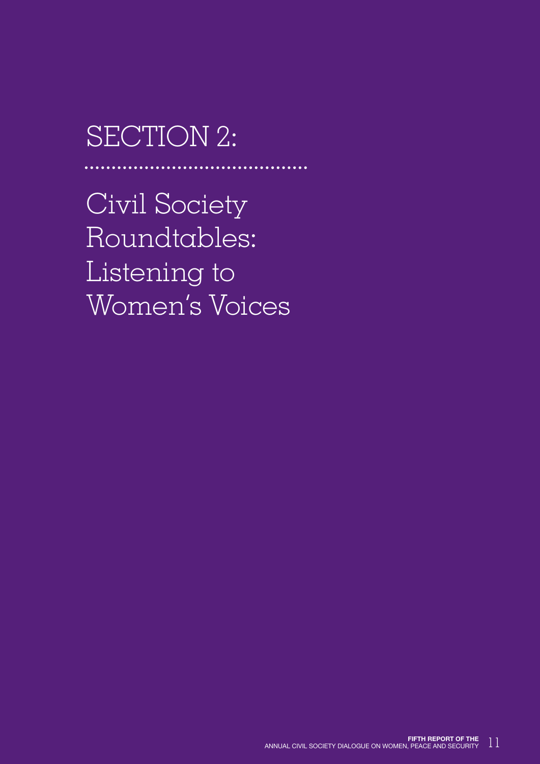# SECTION 2:

# Civil Society Roundtables: Listening to Women's Voices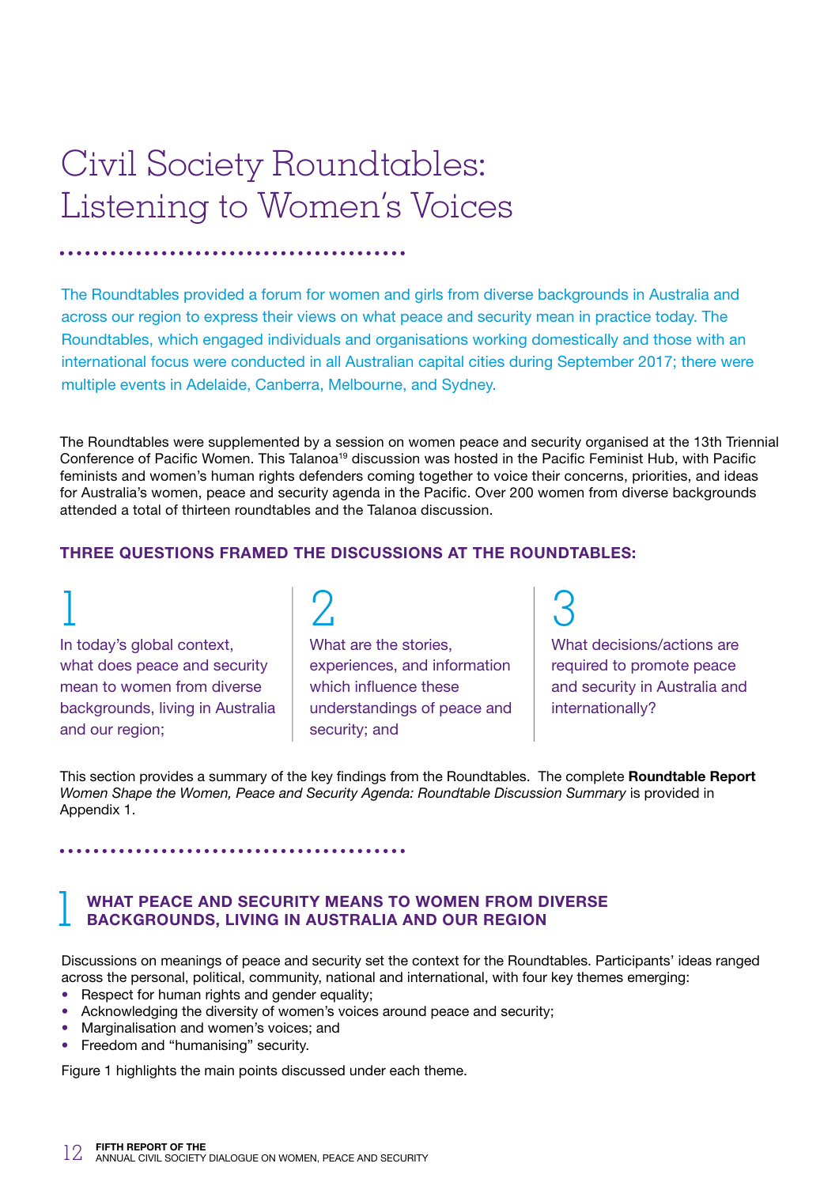# Civil Society Roundtables: Listening to Women's Voices

The Roundtables provided a forum for women and girls from diverse backgrounds in Australia and across our region to express their views on what peace and security mean in practice today. The Roundtables, which engaged individuals and organisations working domestically and those with an international focus were conducted in all Australian capital cities during September 2017; there were multiple events in Adelaide, Canberra, Melbourne, and Sydney.

The Roundtables were supplemented by a session on women peace and security organised at the 13th Triennial Conference of Pacific Women. This Talanoa[19] discussion was hosted in the Pacific Feminist Hub, with Pacific feminists and women's human rights defenders coming together to voice their concerns, priorities, and ideas for Australia's women, peace and security agenda in the Pacific. Over 200 women from diverse backgrounds attended a total of thirteen roundtables and the Talanoa discussion.

### THREE QUESTIONS FRAMED THE DISCUSSIONS AT THE ROUNDTABLES:

1. In today's global context, what does peace and security mean to women from diverse backgrounds, living in Australia and our region;
2. What are the stories, experiences, and information which influence these understandings of peace and security; and
3. What decisions/actions are required to promote peace and security in Australia and internationally?

This section provides a summary of the key findings from the Roundtables. The complete **Roundtable Report** *Women Shape the Women, Peace and Security Agenda: Roundtable Discussion Summary* is provided in Appendix 1.

## 1 WHAT PEACE AND SECURITY MEANS TO WOMEN FROM DIVERSE BACKGROUNDS, LIVING IN AUSTRALIA AND OUR REGION

Discussions on meanings of peace and security set the context for the Roundtables. Participants' ideas ranged across the personal, political, community, national and international, with four key themes emerging:

- Respect for human rights and gender equality;
- Acknowledging the diversity of women's voices around peace and security;
- Marginalisation and women's voices; and
- Freedom and "humanising" security.

Figure 1 highlights the main points discussed under each theme.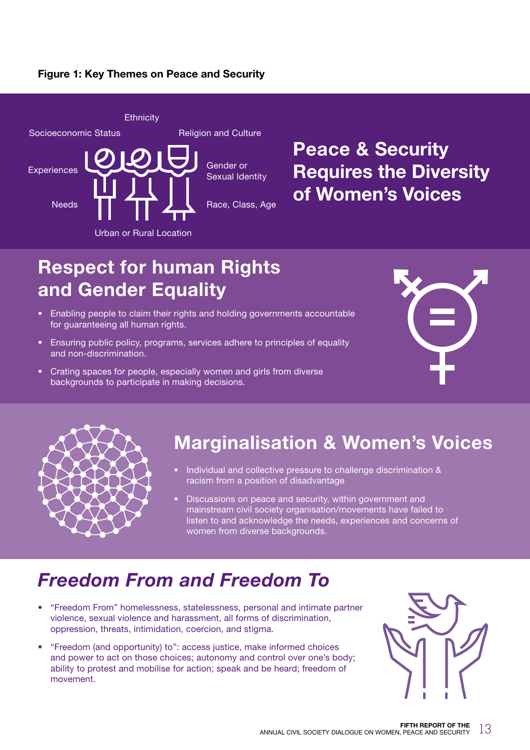**Figure 1: Key Themes on Peace and Security**

Ethnicity

Socioeconomic Status

Religion and Culture

Experiences

Gender or Sexual Identity

Needs

Race, Class, Age

Urban or Rural Location

## Peace & Security Requires the Diversity of Women's Voices

## Respect for human Rights and Gender Equality

- Enabling people to claim their rights and holding governments accountable for guaranteeing all human rights.
- Ensuring public policy, programs, services adhere to principles of equality and non-discrimination.
- Crating spaces for people, especially women and girls from diverse backgrounds to participate in making decisions.

## Marginalisation & Women's Voices

- Individual and collective pressure to challenge discrimination & racism from a position of disadvantage
- Discussions on peace and security, within government and mainstream civil society organisation/movements have failed to listen to and acknowledge the needs, experiences and concerns of women from diverse backgrounds.

## *Freedom From and Freedom To*

- "Freedom From" homelessness, statelessness, personal and intimate partner violence, sexual violence and harassment, all forms of discrimination, oppression, threats, intimidation, coercion, and stigma.
- "Freedom (and opportunity) to": access justice, make informed choices and power to act on those choices; autonomy and control over one's body; ability to protest and mobilise for action; speak and be heard; freedom of movement.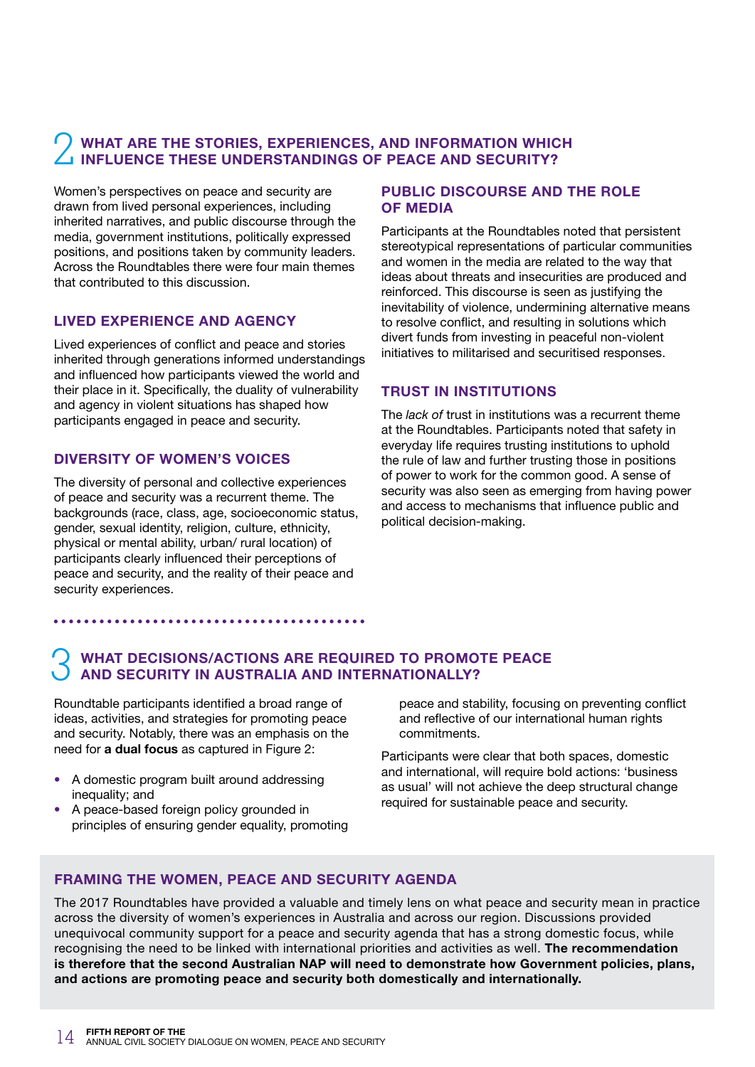## 2 WHAT ARE THE STORIES, EXPERIENCES, AND INFORMATION WHICH INFLUENCE THESE UNDERSTANDINGS OF PEACE AND SECURITY?

Women's perspectives on peace and security are drawn from lived personal experiences, including inherited narratives, and public discourse through the media, government institutions, politically expressed positions, and positions taken by community leaders. Across the Roundtables there were four main themes that contributed to this discussion.

### LIVED EXPERIENCE AND AGENCY

Lived experiences of conflict and peace and stories inherited through generations informed understandings and influenced how participants viewed the world and their place in it. Specifically, the duality of vulnerability and agency in violent situations has shaped how participants engaged in peace and security.

### DIVERSITY OF WOMEN'S VOICES

The diversity of personal and collective experiences of peace and security was a recurrent theme. The backgrounds (race, class, age, socioeconomic status, gender, sexual identity, religion, culture, ethnicity, physical or mental ability, urban/ rural location) of participants clearly influenced their perceptions of peace and security, and the reality of their peace and security experiences.

### PUBLIC DISCOURSE AND THE ROLE OF MEDIA

Participants at the Roundtables noted that persistent stereotypical representations of particular communities and women in the media are related to the way that ideas about threats and insecurities are produced and reinforced. This discourse is seen as justifying the inevitability of violence, undermining alternative means to resolve conflict, and resulting in solutions which divert funds from investing in peaceful non-violent initiatives to militarised and securitised responses.

### TRUST IN INSTITUTIONS

The *lack of* trust in institutions was a recurrent theme at the Roundtables. Participants noted that safety in everyday life requires trusting institutions to uphold the rule of law and further trusting those in positions of power to work for the common good. A sense of security was also seen as emerging from having power and access to mechanisms that influence public and political decision-making.

## 3 WHAT DECISIONS/ACTIONS ARE REQUIRED TO PROMOTE PEACE AND SECURITY IN AUSTRALIA AND INTERNATIONALLY?

Roundtable participants identified a broad range of ideas, activities, and strategies for promoting peace and security. Notably, there was an emphasis on the need for **a dual focus** as captured in Figure 2:

- A domestic program built around addressing inequality; and
- A peace-based foreign policy grounded in principles of ensuring gender equality, promoting peace and stability, focusing on preventing conflict and reflective of our international human rights commitments.

Participants were clear that both spaces, domestic and international, will require bold actions: 'business as usual' will not achieve the deep structural change required for sustainable peace and security.

### FRAMING THE WOMEN, PEACE AND SECURITY AGENDA

The 2017 Roundtables have provided a valuable and timely lens on what peace and security mean in practice across the diversity of women's experiences in Australia and across our region. Discussions provided unequivocal community support for a peace and security agenda that has a strong domestic focus, while recognising the need to be linked with international priorities and activities as well. **The recommendation is therefore that the second Australian NAP will need to demonstrate how Government policies, plans, and actions are promoting peace and security both domestically and internationally.**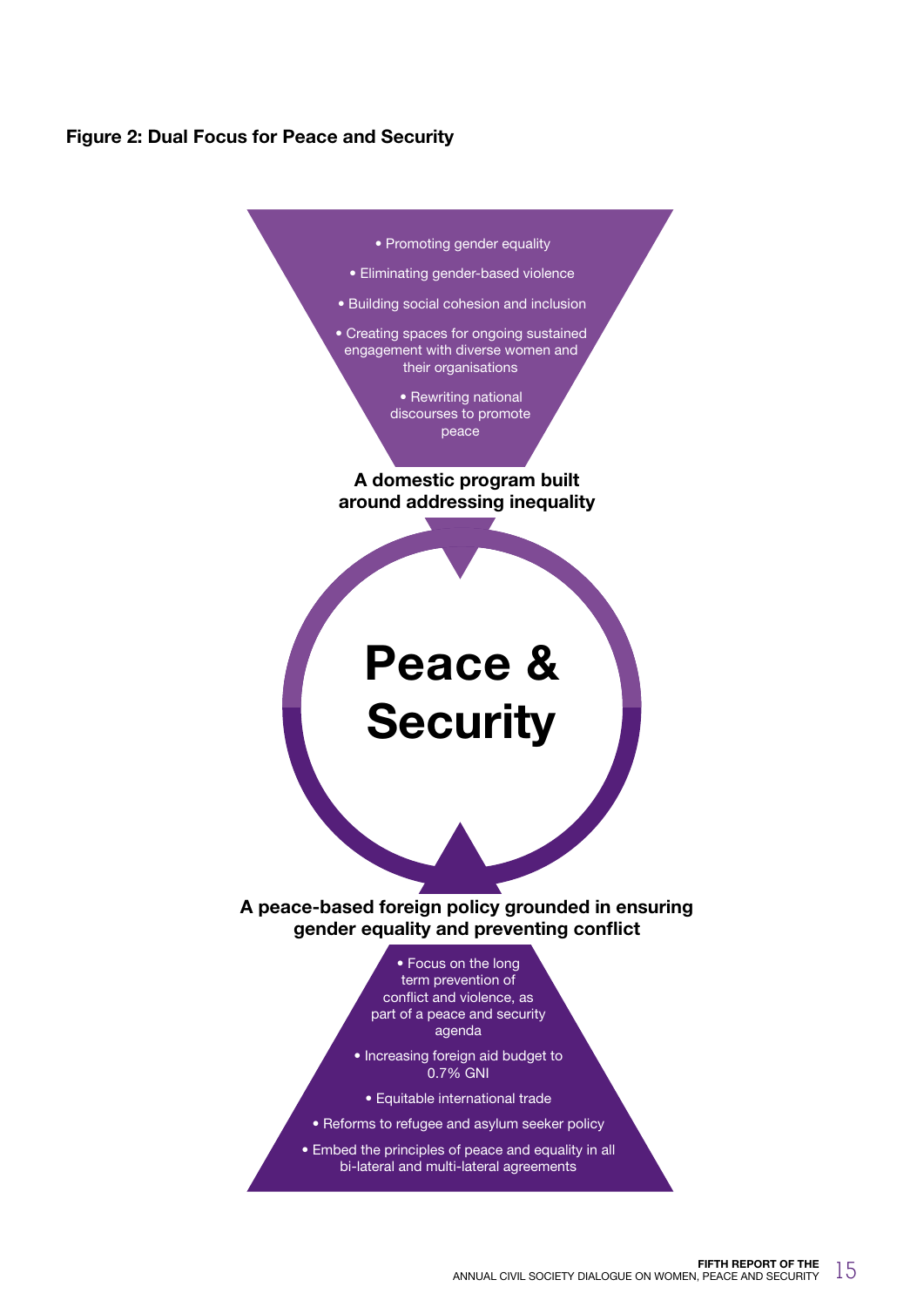**Figure 2: Dual Focus for Peace and Security**

- Promoting gender equality
- Eliminating gender-based violence
- Building social cohesion and inclusion
- Creating spaces for ongoing sustained engagement with diverse women and their organisations
- Rewriting national discourses to promote peace

**A domestic program built around addressing inequality**

**Peace & Security**

**A peace-based foreign policy grounded in ensuring gender equality and preventing conflict**

- Focus on the long term prevention of conflict and violence, as part of a peace and security agenda
- Increasing foreign aid budget to 0.7% GNI
- Equitable international trade
- Reforms to refugee and asylum seeker policy
- Embed the principles of peace and equality in all bi-lateral and multi-lateral agreements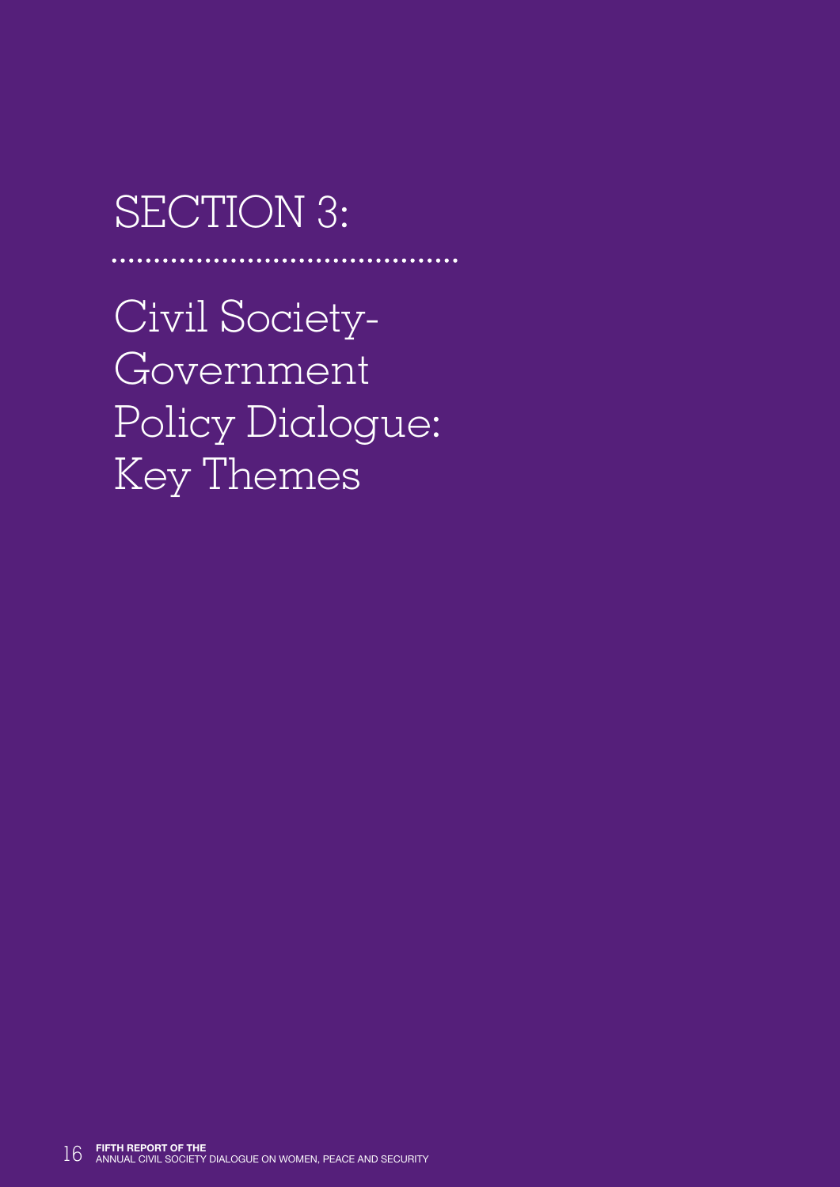# SECTION 3:

# Civil Society-Government Policy Dialogue: Key Themes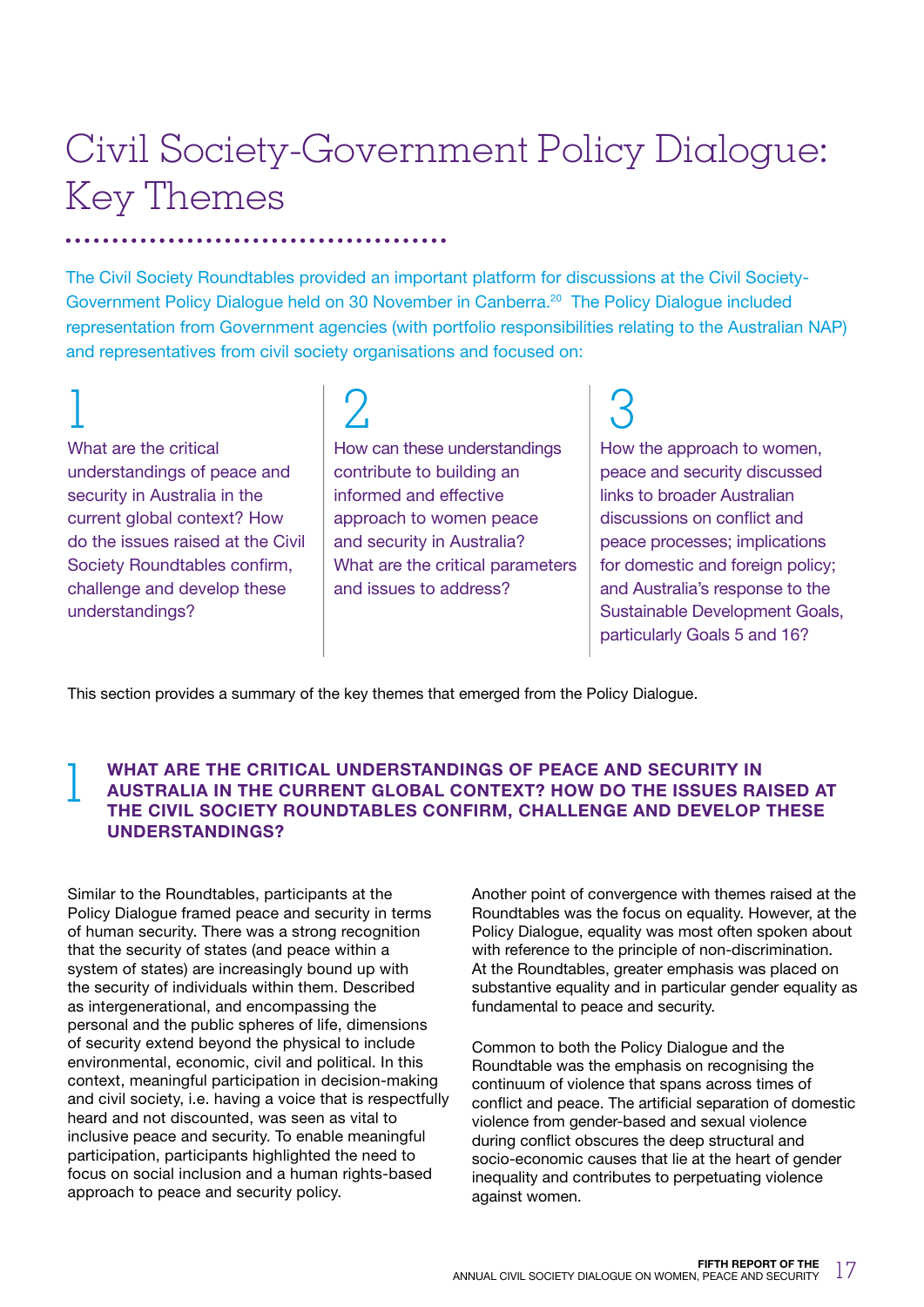# Civil Society-Government Policy Dialogue: Key Themes

The Civil Society Roundtables provided an important platform for discussions at the Civil Society-Government Policy Dialogue held on 30 November in Canberra.[20] The Policy Dialogue included representation from Government agencies (with portfolio responsibilities relating to the Australian NAP) and representatives from civil society organisations and focused on:

1. What are the critical understandings of peace and security in Australia in the current global context? How do the issues raised at the Civil Society Roundtables confirm, challenge and develop these understandings?

2. How can these understandings contribute to building an informed and effective approach to women peace and security in Australia? What are the critical parameters and issues to address?

3. How the approach to women, peace and security discussed links to broader Australian discussions on conflict and peace processes; implications for domestic and foreign policy; and Australia's response to the Sustainable Development Goals, particularly Goals 5 and 16?

This section provides a summary of the key themes that emerged from the Policy Dialogue.

## 1 WHAT ARE THE CRITICAL UNDERSTANDINGS OF PEACE AND SECURITY IN AUSTRALIA IN THE CURRENT GLOBAL CONTEXT? HOW DO THE ISSUES RAISED AT THE CIVIL SOCIETY ROUNDTABLES CONFIRM, CHALLENGE AND DEVELOP THESE UNDERSTANDINGS?

Similar to the Roundtables, participants at the Policy Dialogue framed peace and security in terms of human security. There was a strong recognition that the security of states (and peace within a system of states) are increasingly bound up with the security of individuals within them. Described as intergenerational, and encompassing the personal and the public spheres of life, dimensions of security extend beyond the physical to include environmental, economic, civil and political. In this context, meaningful participation in decision-making and civil society, i.e. having a voice that is respectfully heard and not discounted, was seen as vital to inclusive peace and security. To enable meaningful participation, participants highlighted the need to focus on social inclusion and a human rights-based approach to peace and security policy.

Another point of convergence with themes raised at the Roundtables was the focus on equality. However, at the Policy Dialogue, equality was most often spoken about with reference to the principle of non-discrimination. At the Roundtables, greater emphasis was placed on substantive equality and in particular gender equality as fundamental to peace and security.

Common to both the Policy Dialogue and the Roundtable was the emphasis on recognising the continuum of violence that spans across times of conflict and peace. The artificial separation of domestic violence from gender-based and sexual violence during conflict obscures the deep structural and socio-economic causes that lie at the heart of gender inequality and contributes to perpetuating violence against women.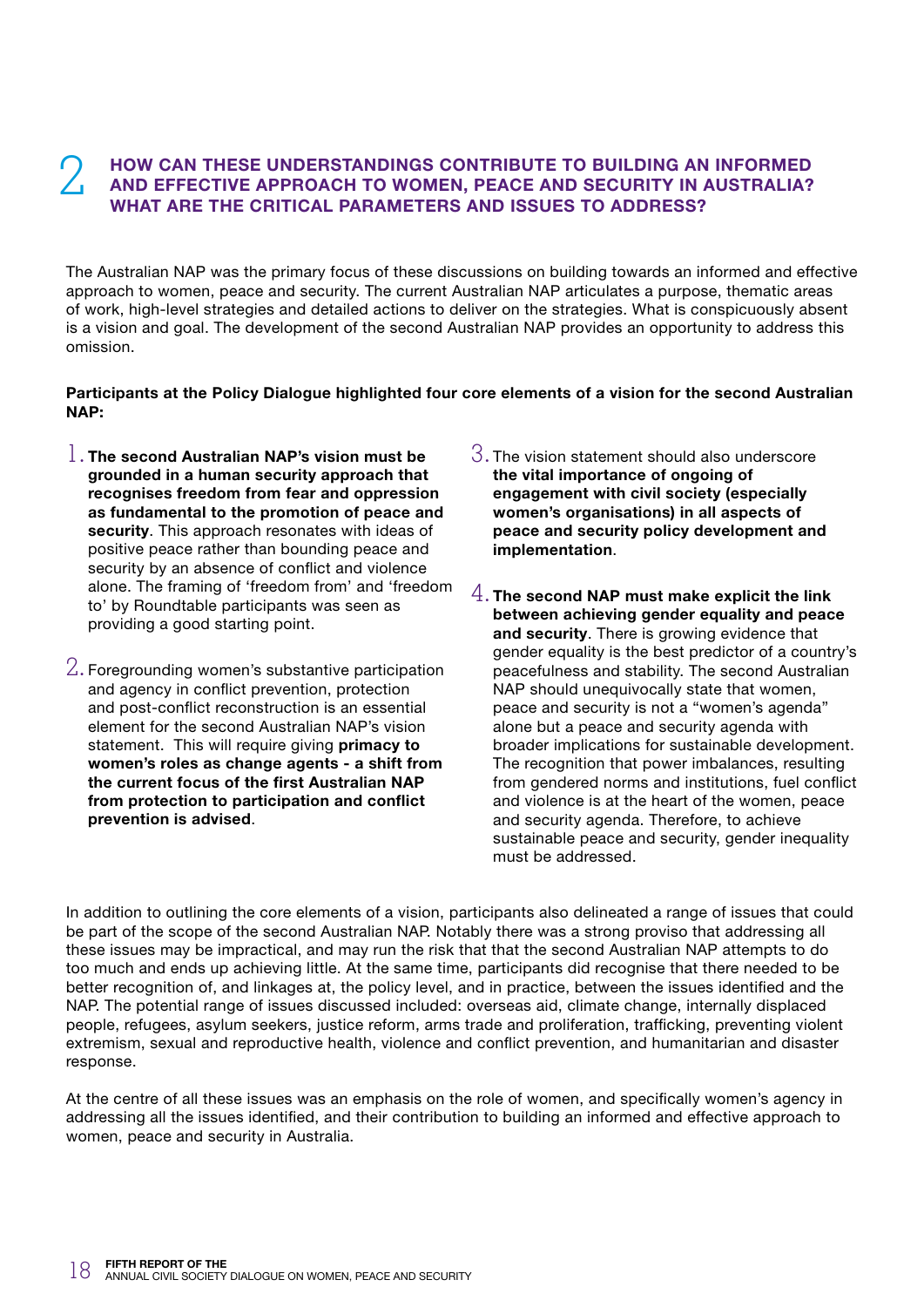## 2 HOW CAN THESE UNDERSTANDINGS CONTRIBUTE TO BUILDING AN INFORMED AND EFFECTIVE APPROACH TO WOMEN, PEACE AND SECURITY IN AUSTRALIA? WHAT ARE THE CRITICAL PARAMETERS AND ISSUES TO ADDRESS?

The Australian NAP was the primary focus of these discussions on building towards an informed and effective approach to women, peace and security. The current Australian NAP articulates a purpose, thematic areas of work, high-level strategies and detailed actions to deliver on the strategies. What is conspicuously absent is a vision and goal. The development of the second Australian NAP provides an opportunity to address this omission.

**Participants at the Policy Dialogue highlighted four core elements of a vision for the second Australian NAP:**

1. **The second Australian NAP's vision must be grounded in a human security approach that recognises freedom from fear and oppression as fundamental to the promotion of peace and security**. This approach resonates with ideas of positive peace rather than bounding peace and security by an absence of conflict and violence alone. The framing of 'freedom from' and 'freedom to' by Roundtable participants was seen as providing a good starting point.

2. Foregrounding women's substantive participation and agency in conflict prevention, protection and post-conflict reconstruction is an essential element for the second Australian NAP's vision statement. This will require giving **primacy to women's roles as change agents - a shift from the current focus of the first Australian NAP from protection to participation and conflict prevention is advised**.

3. The vision statement should also underscore **the vital importance of ongoing of engagement with civil society (especially women's organisations) in all aspects of peace and security policy development and implementation**.

4. **The second NAP must make explicit the link between achieving gender equality and peace and security**. There is growing evidence that gender equality is the best predictor of a country's peacefulness and stability. The second Australian NAP should unequivocally state that women, peace and security is not a "women's agenda" alone but a peace and security agenda with broader implications for sustainable development. The recognition that power imbalances, resulting from gendered norms and institutions, fuel conflict and violence is at the heart of the women, peace and security agenda. Therefore, to achieve sustainable peace and security, gender inequality must be addressed.

In addition to outlining the core elements of a vision, participants also delineated a range of issues that could be part of the scope of the second Australian NAP. Notably there was a strong proviso that addressing all these issues may be impractical, and may run the risk that that the second Australian NAP attempts to do too much and ends up achieving little. At the same time, participants did recognise that there needed to be better recognition of, and linkages at, the policy level, and in practice, between the issues identified and the NAP. The potential range of issues discussed included: overseas aid, climate change, internally displaced people, refugees, asylum seekers, justice reform, arms trade and proliferation, trafficking, preventing violent extremism, sexual and reproductive health, violence and conflict prevention, and humanitarian and disaster response.

At the centre of all these issues was an emphasis on the role of women, and specifically women's agency in addressing all the issues identified, and their contribution to building an informed and effective approach to women, peace and security in Australia.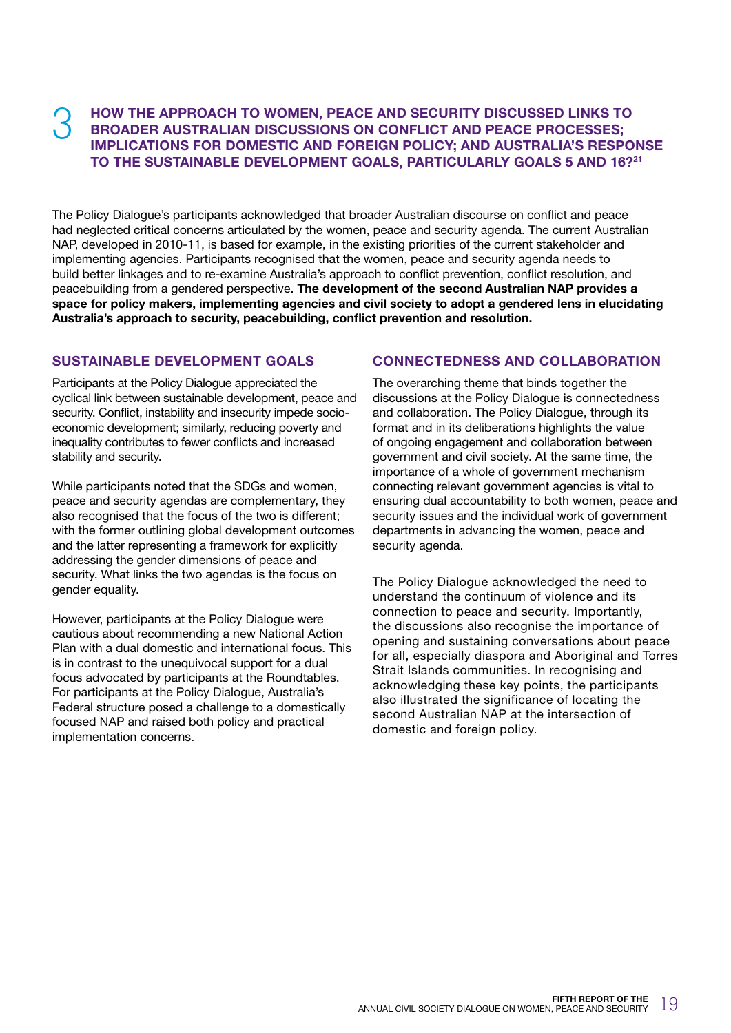## 3 HOW THE APPROACH TO WOMEN, PEACE AND SECURITY DISCUSSED LINKS TO BROADER AUSTRALIAN DISCUSSIONS ON CONFLICT AND PEACE PROCESSES; IMPLICATIONS FOR DOMESTIC AND FOREIGN POLICY; AND AUSTRALIA'S RESPONSE TO THE SUSTAINABLE DEVELOPMENT GOALS, PARTICULARLY GOALS 5 AND 16?[21]

The Policy Dialogue's participants acknowledged that broader Australian discourse on conflict and peace had neglected critical concerns articulated by the women, peace and security agenda. The current Australian NAP, developed in 2010-11, is based for example, in the existing priorities of the current stakeholder and implementing agencies. Participants recognised that the women, peace and security agenda needs to build better linkages and to re-examine Australia's approach to conflict prevention, conflict resolution, and peacebuilding from a gendered perspective. **The development of the second Australian NAP provides a space for policy makers, implementing agencies and civil society to adopt a gendered lens in elucidating Australia's approach to security, peacebuilding, conflict prevention and resolution.**

### SUSTAINABLE DEVELOPMENT GOALS

Participants at the Policy Dialogue appreciated the cyclical link between sustainable development, peace and security. Conflict, instability and insecurity impede socio-economic development; similarly, reducing poverty and inequality contributes to fewer conflicts and increased stability and security.

While participants noted that the SDGs and women, peace and security agendas are complementary, they also recognised that the focus of the two is different; with the former outlining global development outcomes and the latter representing a framework for explicitly addressing the gender dimensions of peace and security. What links the two agendas is the focus on gender equality.

However, participants at the Policy Dialogue were cautious about recommending a new National Action Plan with a dual domestic and international focus. This is in contrast to the unequivocal support for a dual focus advocated by participants at the Roundtables. For participants at the Policy Dialogue, Australia's Federal structure posed a challenge to a domestically focused NAP and raised both policy and practical implementation concerns.

### CONNECTEDNESS AND COLLABORATION

The overarching theme that binds together the discussions at the Policy Dialogue is connectedness and collaboration. The Policy Dialogue, through its format and in its deliberations highlights the value of ongoing engagement and collaboration between government and civil society. At the same time, the importance of a whole of government mechanism connecting relevant government agencies is vital to ensuring dual accountability to both women, peace and security issues and the individual work of government departments in advancing the women, peace and security agenda.

The Policy Dialogue acknowledged the need to understand the continuum of violence and its connection to peace and security. Importantly, the discussions also recognise the importance of opening and sustaining conversations about peace for all, especially diaspora and Aboriginal and Torres Strait Islands communities. In recognising and acknowledging these key points, the participants also illustrated the significance of locating the second Australian NAP at the intersection of domestic and foreign policy.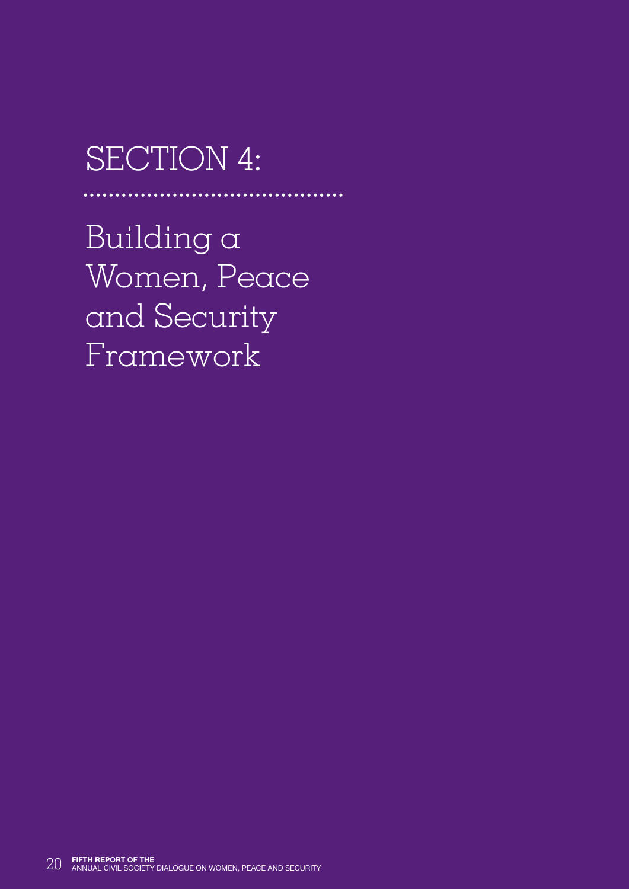# SECTION 4:

## Building a Women, Peace and Security Framework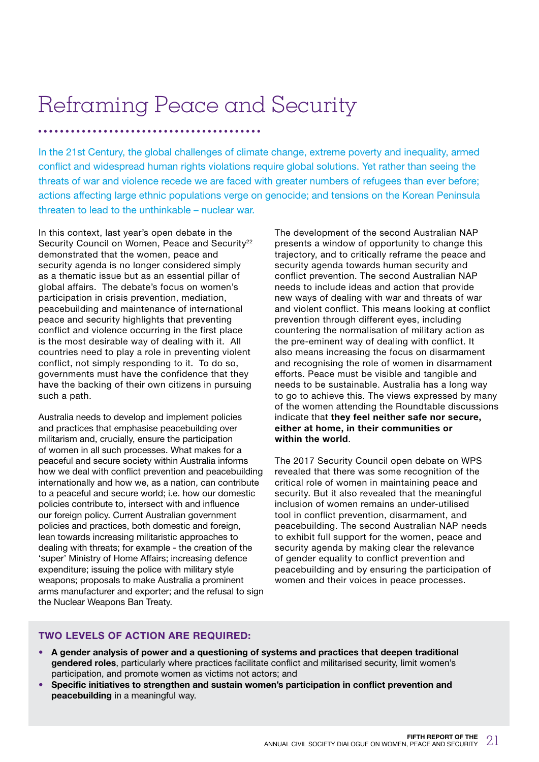# Reframing Peace and Security

In the 21st Century, the global challenges of climate change, extreme poverty and inequality, armed conflict and widespread human rights violations require global solutions. Yet rather than seeing the threats of war and violence recede we are faced with greater numbers of refugees than ever before; actions affecting large ethnic populations verge on genocide; and tensions on the Korean Peninsula threaten to lead to the unthinkable – nuclear war.

In this context, last year's open debate in the Security Council on Women, Peace and Security[22] demonstrated that the women, peace and security agenda is no longer considered simply as a thematic issue but as an essential pillar of global affairs. The debate's focus on women's participation in crisis prevention, mediation, peacebuilding and maintenance of international peace and security highlights that preventing conflict and violence occurring in the first place is the most desirable way of dealing with it. All countries need to play a role in preventing violent conflict, not simply responding to it. To do so, governments must have the confidence that they have the backing of their own citizens in pursuing such a path.

Australia needs to develop and implement policies and practices that emphasise peacebuilding over militarism and, crucially, ensure the participation of women in all such processes. What makes for a peaceful and secure society within Australia informs how we deal with conflict prevention and peacebuilding internationally and how we, as a nation, can contribute to a peaceful and secure world; i.e. how our domestic policies contribute to, intersect with and influence our foreign policy. Current Australian government policies and practices, both domestic and foreign, lean towards increasing militaristic approaches to dealing with threats; for example - the creation of the 'super' Ministry of Home Affairs; increasing defence expenditure; issuing the police with military style weapons; proposals to make Australia a prominent arms manufacturer and exporter; and the refusal to sign the Nuclear Weapons Ban Treaty.

The development of the second Australian NAP presents a window of opportunity to change this trajectory, and to critically reframe the peace and security agenda towards human security and conflict prevention. The second Australian NAP needs to include ideas and action that provide new ways of dealing with war and threats of war and violent conflict. This means looking at conflict prevention through different eyes, including countering the normalisation of military action as the pre-eminent way of dealing with conflict. It also means increasing the focus on disarmament and recognising the role of women in disarmament efforts. Peace must be visible and tangible and needs to be sustainable. Australia has a long way to go to achieve this. The views expressed by many of the women attending the Roundtable discussions indicate that **they feel neither safe nor secure, either at home, in their communities or within the world**.

The 2017 Security Council open debate on WPS revealed that there was some recognition of the critical role of women in maintaining peace and security. But it also revealed that the meaningful inclusion of women remains an under-utilised tool in conflict prevention, disarmament, and peacebuilding. The second Australian NAP needs to exhibit full support for the women, peace and security agenda by making clear the relevance of gender equality to conflict prevention and peacebuilding and by ensuring the participation of women and their voices in peace processes.

### TWO LEVELS OF ACTION ARE REQUIRED:

- **A gender analysis of power and a questioning of systems and practices that deepen traditional gendered roles**, particularly where practices facilitate conflict and militarised security, limit women's participation, and promote women as victims not actors; and
- **Specific initiatives to strengthen and sustain women's participation in conflict prevention and peacebuilding** in a meaningful way.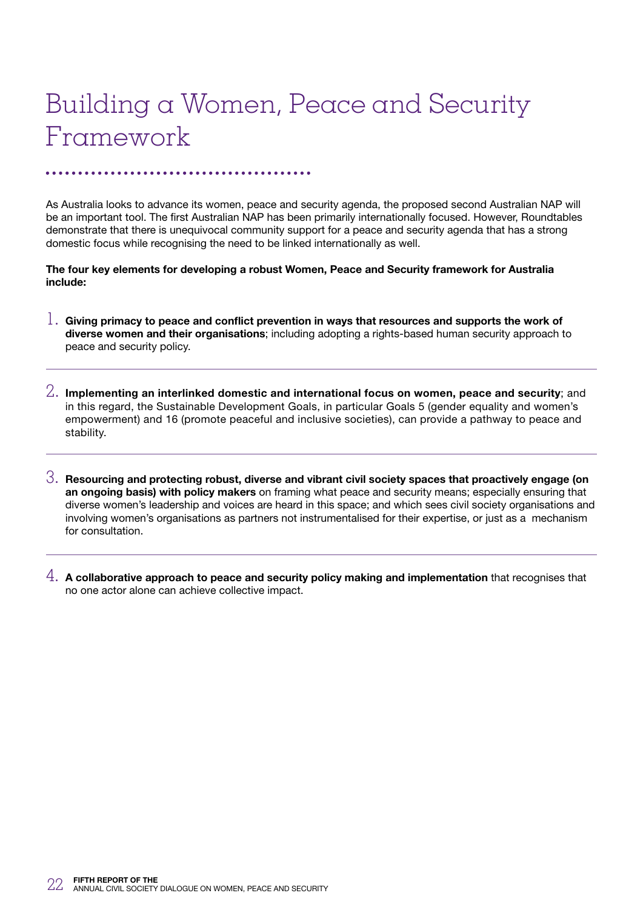# Building a Women, Peace and Security Framework

As Australia looks to advance its women, peace and security agenda, the proposed second Australian NAP will be an important tool. The first Australian NAP has been primarily internationally focused. However, Roundtables demonstrate that there is unequivocal community support for a peace and security agenda that has a strong domestic focus while recognising the need to be linked internationally as well.

**The four key elements for developing a robust Women, Peace and Security framework for Australia include:**

1. **Giving primacy to peace and conflict prevention in ways that resources and supports the work of diverse women and their organisations**; including adopting a rights-based human security approach to peace and security policy.

2. **Implementing an interlinked domestic and international focus on women, peace and security**; and in this regard, the Sustainable Development Goals, in particular Goals 5 (gender equality and women's empowerment) and 16 (promote peaceful and inclusive societies), can provide a pathway to peace and stability.

3. **Resourcing and protecting robust, diverse and vibrant civil society spaces that proactively engage (on an ongoing basis) with policy makers** on framing what peace and security means; especially ensuring that diverse women's leadership and voices are heard in this space; and which sees civil society organisations and involving women's organisations as partners not instrumentalised for their expertise, or just as a mechanism for consultation.

4. **A collaborative approach to peace and security policy making and implementation** that recognises that no one actor alone can achieve collective impact.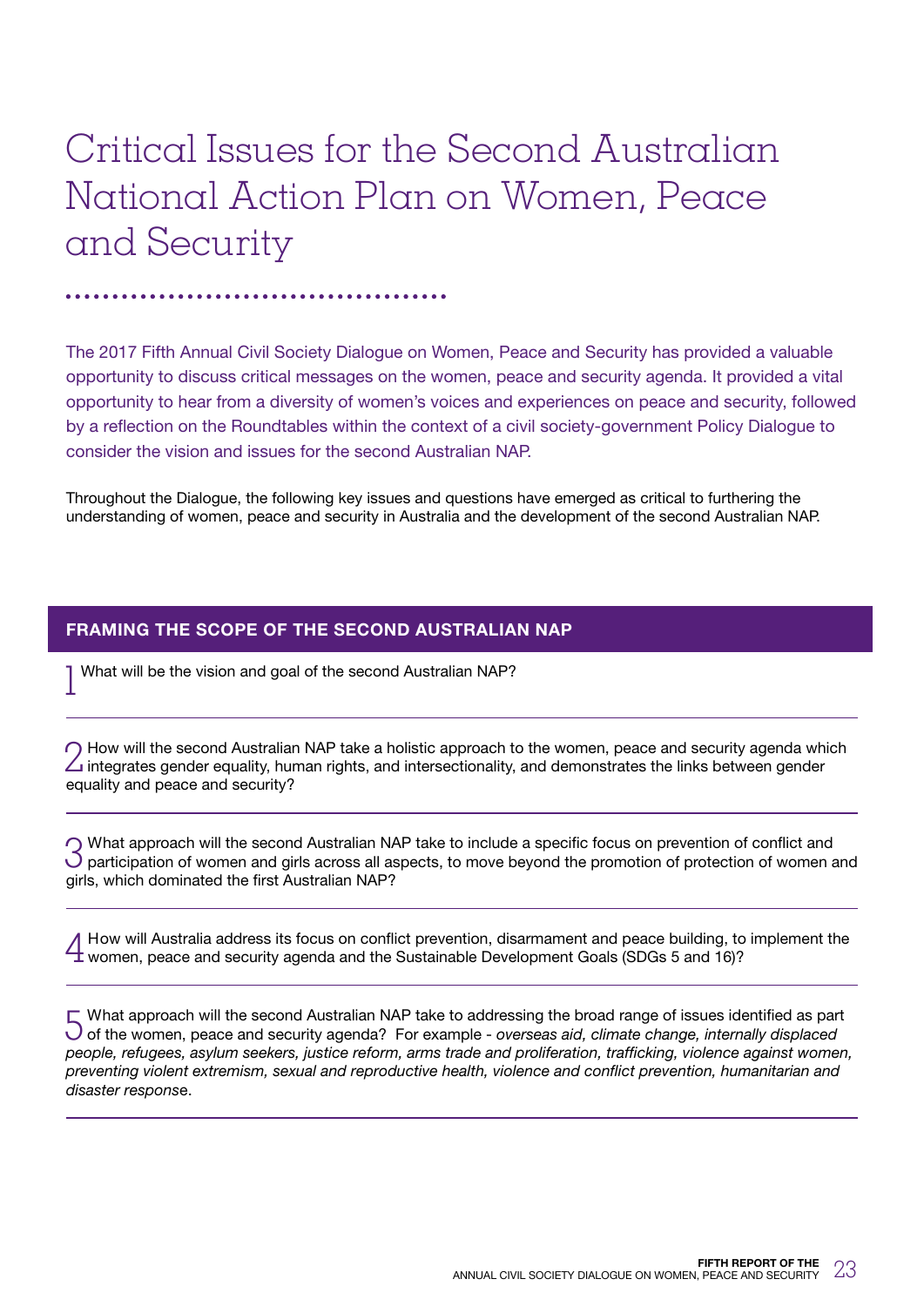# Critical Issues for the Second Australian National Action Plan on Women, Peace and Security

The 2017 Fifth Annual Civil Society Dialogue on Women, Peace and Security has provided a valuable opportunity to discuss critical messages on the women, peace and security agenda. It provided a vital opportunity to hear from a diversity of women's voices and experiences on peace and security, followed by a reflection on the Roundtables within the context of a civil society-government Policy Dialogue to consider the vision and issues for the second Australian NAP.

Throughout the Dialogue, the following key issues and questions have emerged as critical to furthering the understanding of women, peace and security in Australia and the development of the second Australian NAP.

## FRAMING THE SCOPE OF THE SECOND AUSTRALIAN NAP

1 What will be the vision and goal of the second Australian NAP?

2 How will the second Australian NAP take a holistic approach to the women, peace and security agenda which integrates gender equality, human rights, and intersectionality, and demonstrates the links between gender equality and peace and security?

3 What approach will the second Australian NAP take to include a specific focus on prevention of conflict and participation of women and girls across all aspects, to move beyond the promotion of protection of women and girls, which dominated the first Australian NAP?

4 How will Australia address its focus on conflict prevention, disarmament and peace building, to implement the women, peace and security agenda and the Sustainable Development Goals (SDGs 5 and 16)?

5 What approach will the second Australian NAP take to addressing the broad range of issues identified as part of the women, peace and security agenda? For example - *overseas aid, climate change, internally displaced people, refugees, asylum seekers, justice reform, arms trade and proliferation, trafficking, violence against women, preventing violent extremism, sexual and reproductive health, violence and conflict prevention, humanitarian and disaster response*.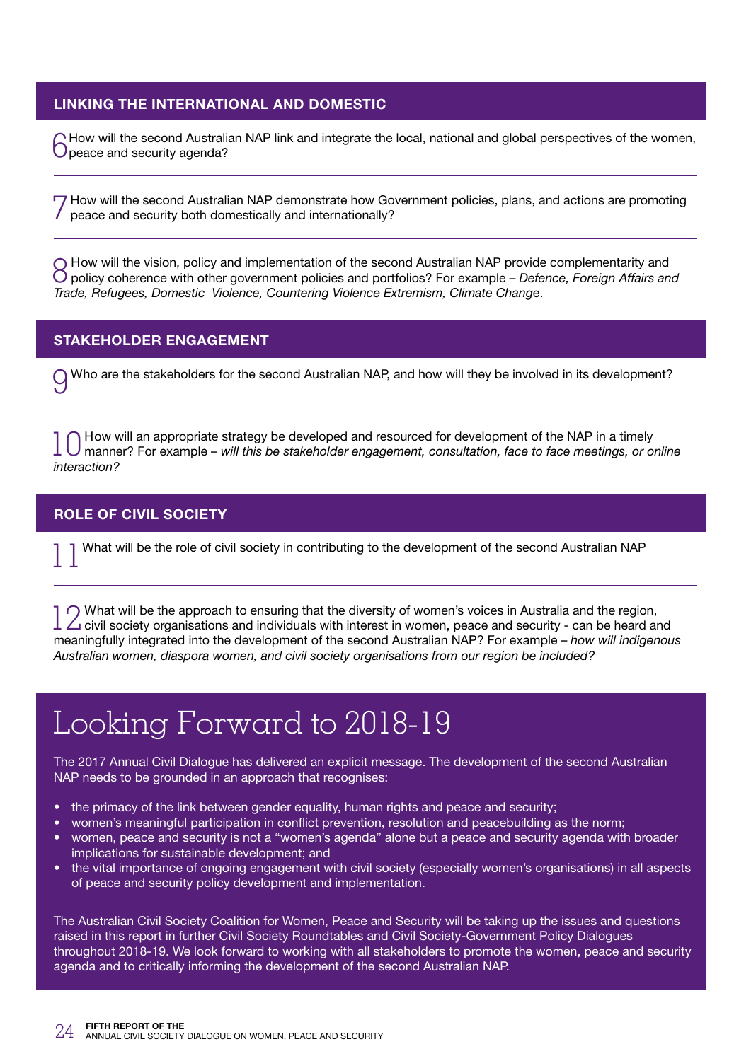## LINKING THE INTERNATIONAL AND DOMESTIC

6 How will the second Australian NAP link and integrate the local, national and global perspectives of the women, peace and security agenda?

7 How will the second Australian NAP demonstrate how Government policies, plans, and actions are promoting peace and security both domestically and internationally?

8 How will the vision, policy and implementation of the second Australian NAP provide complementarity and policy coherence with other government policies and portfolios? For example – *Defence, Foreign Affairs and Trade, Refugees, Domestic Violence, Countering Violence Extremism, Climate Change*.

## STAKEHOLDER ENGAGEMENT

9 Who are the stakeholders for the second Australian NAP, and how will they be involved in its development?

10 How will an appropriate strategy be developed and resourced for development of the NAP in a timely manner? For example – *will this be stakeholder engagement, consultation, face to face meetings, or online interaction?*

## ROLE OF CIVIL SOCIETY

11 What will be the role of civil society in contributing to the development of the second Australian NAP

12 What will be the approach to ensuring that the diversity of women's voices in Australia and the region, civil society organisations and individuals with interest in women, peace and security - can be heard and meaningfully integrated into the development of the second Australian NAP? For example – *how will indigenous Australian women, diaspora women, and civil society organisations from our region be included?*

# Looking Forward to 2018-19

The 2017 Annual Civil Dialogue has delivered an explicit message. The development of the second Australian NAP needs to be grounded in an approach that recognises:

- the primacy of the link between gender equality, human rights and peace and security;
- women's meaningful participation in conflict prevention, resolution and peacebuilding as the norm;
- women, peace and security is not a "women's agenda" alone but a peace and security agenda with broader implications for sustainable development; and
- the vital importance of ongoing engagement with civil society (especially women's organisations) in all aspects of peace and security policy development and implementation.

The Australian Civil Society Coalition for Women, Peace and Security will be taking up the issues and questions raised in this report in further Civil Society Roundtables and Civil Society-Government Policy Dialogues throughout 2018-19. We look forward to working with all stakeholders to promote the women, peace and security agenda and to critically informing the development of the second Australian NAP.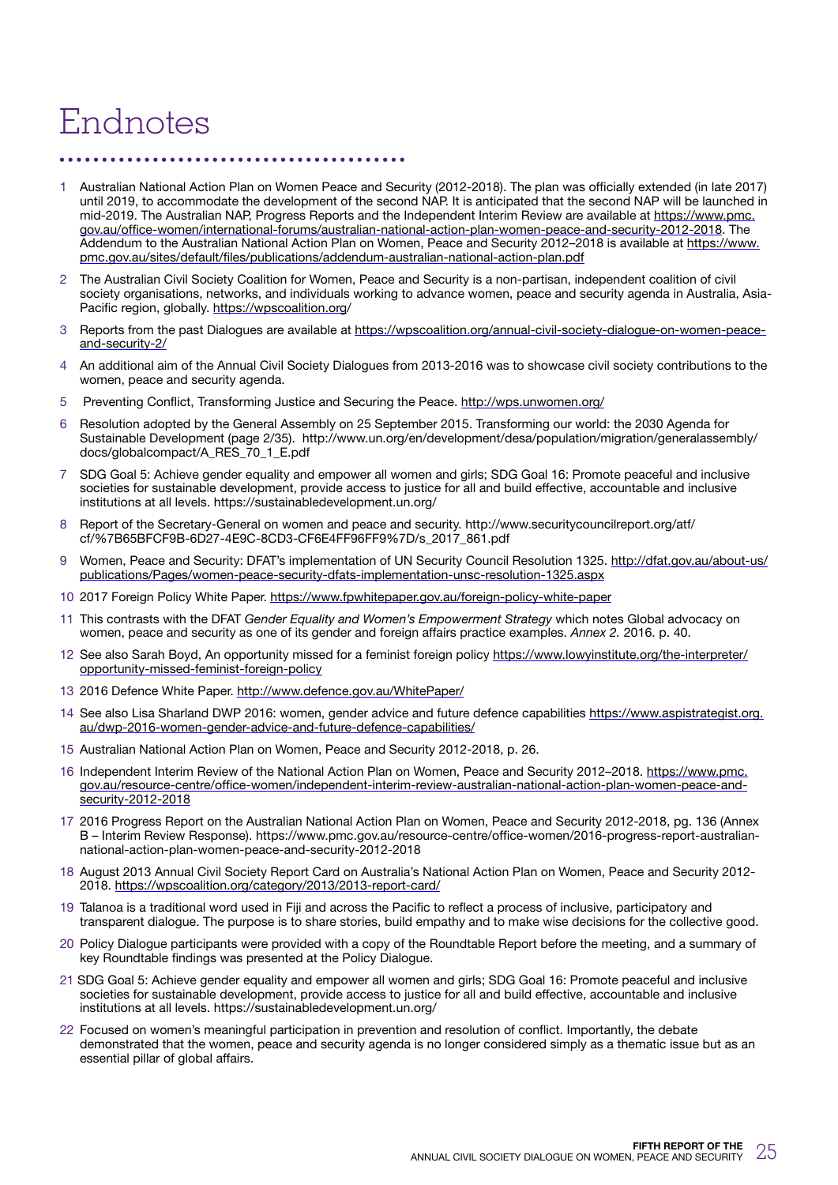# Endnotes

1. Australian National Action Plan on Women Peace and Security (2012-2018). The plan was officially extended (in late 2017) until 2019, to accommodate the development of the second NAP. It is anticipated that the second NAP will be launched in mid-2019. The Australian NAP, Progress Reports and the Independent Interim Review are available at https://www.pmc.gov.au/office-women/international-forums/australian-national-action-plan-women-peace-and-security-2012-2018. The Addendum to the Australian National Action Plan on Women, Peace and Security 2012–2018 is available at https://www.pmc.gov.au/sites/default/files/publications/addendum-australian-national-action-plan.pdf
2. The Australian Civil Society Coalition for Women, Peace and Security is a non-partisan, independent coalition of civil society organisations, networks, and individuals working to advance women, peace and security agenda in Australia, Asia-Pacific region, globally. https://wpscoalition.org/
3. Reports from the past Dialogues are available at https://wpscoalition.org/annual-civil-society-dialogue-on-women-peace-and-security-2/
4. An additional aim of the Annual Civil Society Dialogues from 2013-2016 was to showcase civil society contributions to the women, peace and security agenda.
5. Preventing Conflict, Transforming Justice and Securing the Peace. http://wps.unwomen.org/
6. Resolution adopted by the General Assembly on 25 September 2015. Transforming our world: the 2030 Agenda for Sustainable Development (page 2/35). http://www.un.org/en/development/desa/population/migration/generalassembly/docs/globalcompact/A_RES_70_1_E.pdf
7. SDG Goal 5: Achieve gender equality and empower all women and girls; SDG Goal 16: Promote peaceful and inclusive societies for sustainable development, provide access to justice for all and build effective, accountable and inclusive institutions at all levels. https://sustainabledevelopment.un.org/
8. Report of the Secretary-General on women and peace and security. http://www.securitycouncilreport.org/atf/cf/%7B65BFCF9B-6D27-4E9C-8CD3-CF6E4FF96FF9%7D/s_2017_861.pdf
9. Women, Peace and Security: DFAT's implementation of UN Security Council Resolution 1325. http://dfat.gov.au/about-us/publications/Pages/women-peace-security-dfats-implementation-unsc-resolution-1325.aspx
10. 2017 Foreign Policy White Paper. https://www.fpwhitepaper.gov.au/foreign-policy-white-paper
11. This contrasts with the DFAT *Gender Equality and Women's Empowerment Strategy* which notes Global advocacy on women, peace and security as one of its gender and foreign affairs practice examples. *Annex 2.* 2016. p. 40.
12. See also Sarah Boyd, An opportunity missed for a feminist foreign policy https://www.lowyinstitute.org/the-interpreter/opportunity-missed-feminist-foreign-policy
13. 2016 Defence White Paper. http://www.defence.gov.au/WhitePaper/
14. See also Lisa Sharland DWP 2016: women, gender advice and future defence capabilities https://www.aspistrategist.org.au/dwp-2016-women-gender-advice-and-future-defence-capabilities/
15. Australian National Action Plan on Women, Peace and Security 2012-2018, p. 26.
16. Independent Interim Review of the National Action Plan on Women, Peace and Security 2012–2018. https://www.pmc.gov.au/resource-centre/office-women/independent-interim-review-australian-national-action-plan-women-peace-and-security-2012-2018
17. 2016 Progress Report on the Australian National Action Plan on Women, Peace and Security 2012-2018, pg. 136 (Annex B – Interim Review Response). https://www.pmc.gov.au/resource-centre/office-women/2016-progress-report-australian-national-action-plan-women-peace-and-security-2012-2018
18. August 2013 Annual Civil Society Report Card on Australia's National Action Plan on Women, Peace and Security 2012-2018. https://wpscoalition.org/category/2013/2013-report-card/
19. Talanoa is a traditional word used in Fiji and across the Pacific to reflect a process of inclusive, participatory and transparent dialogue. The purpose is to share stories, build empathy and to make wise decisions for the collective good.
20. Policy Dialogue participants were provided with a copy of the Roundtable Report before the meeting, and a summary of key Roundtable findings was presented at the Policy Dialogue.
21. SDG Goal 5: Achieve gender equality and empower all women and girls; SDG Goal 16: Promote peaceful and inclusive societies for sustainable development, provide access to justice for all and build effective, accountable and inclusive institutions at all levels. https://sustainabledevelopment.un.org/
22. Focused on women's meaningful participation in prevention and resolution of conflict. Importantly, the debate demonstrated that the women, peace and security agenda is no longer considered simply as a thematic issue but as an essential pillar of global affairs.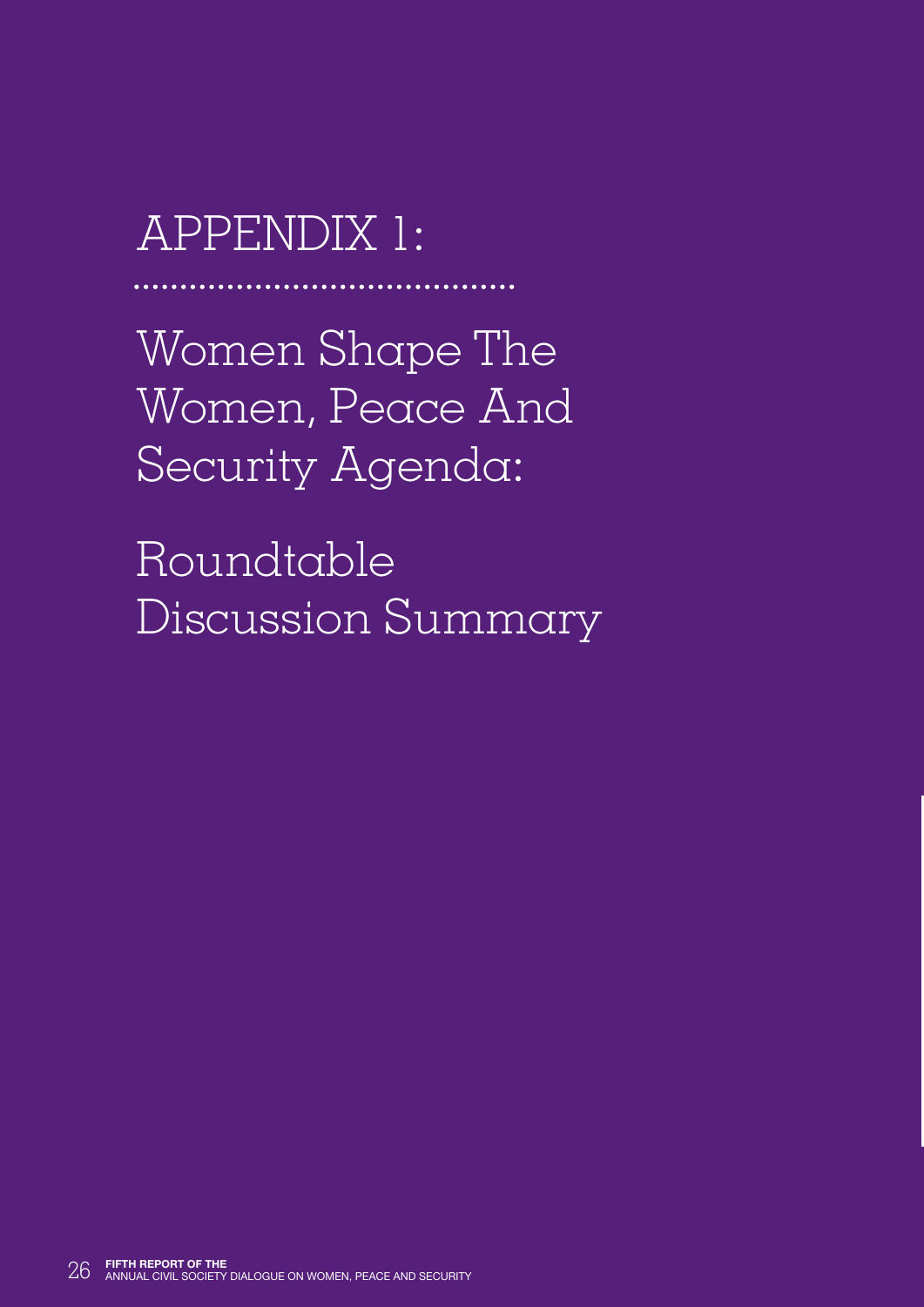# APPENDIX 1:

## Women Shape The Women, Peace And Security Agenda:

## Roundtable Discussion Summary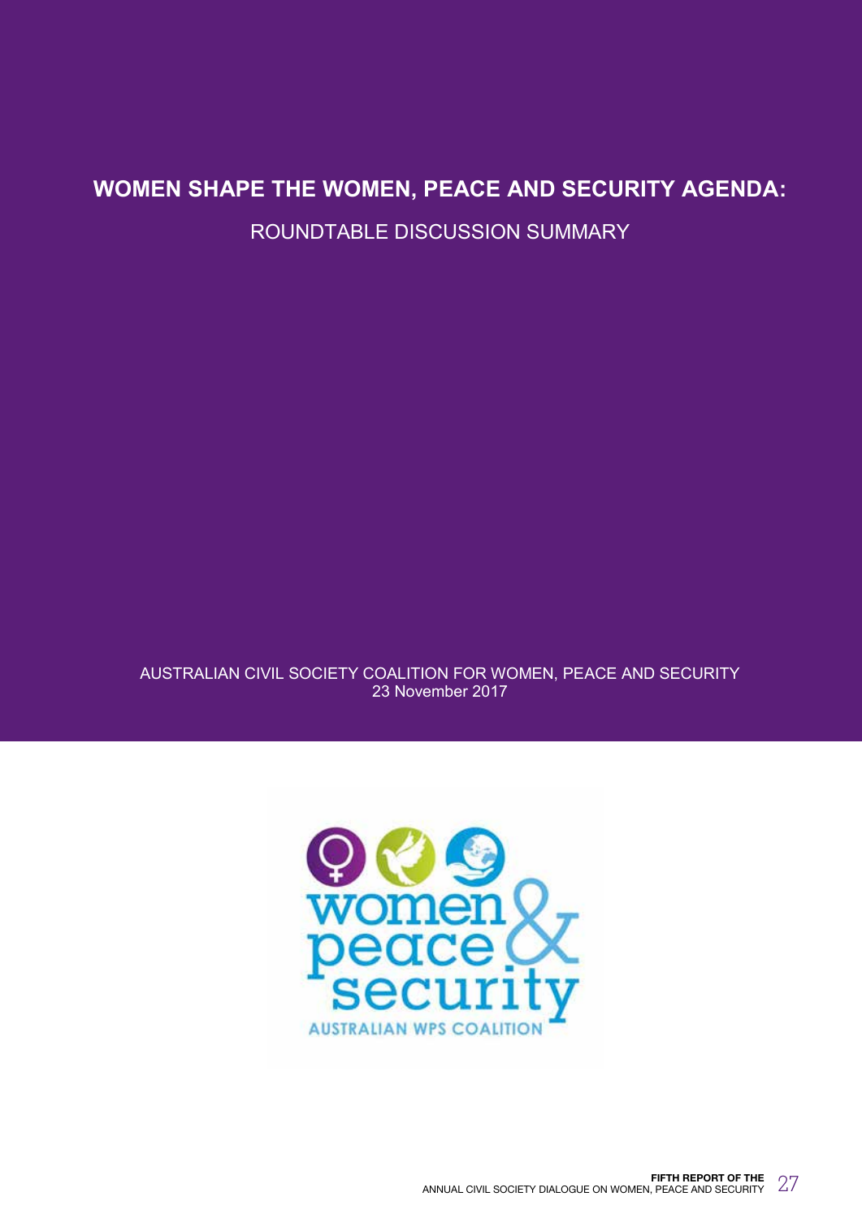# WOMEN SHAPE THE WOMEN, PEACE AND SECURITY AGENDA:

ROUNDTABLE DISCUSSION SUMMARY

AUSTRALIAN CIVIL SOCIETY COALITION FOR WOMEN, PEACE AND SECURITY
23 November 2017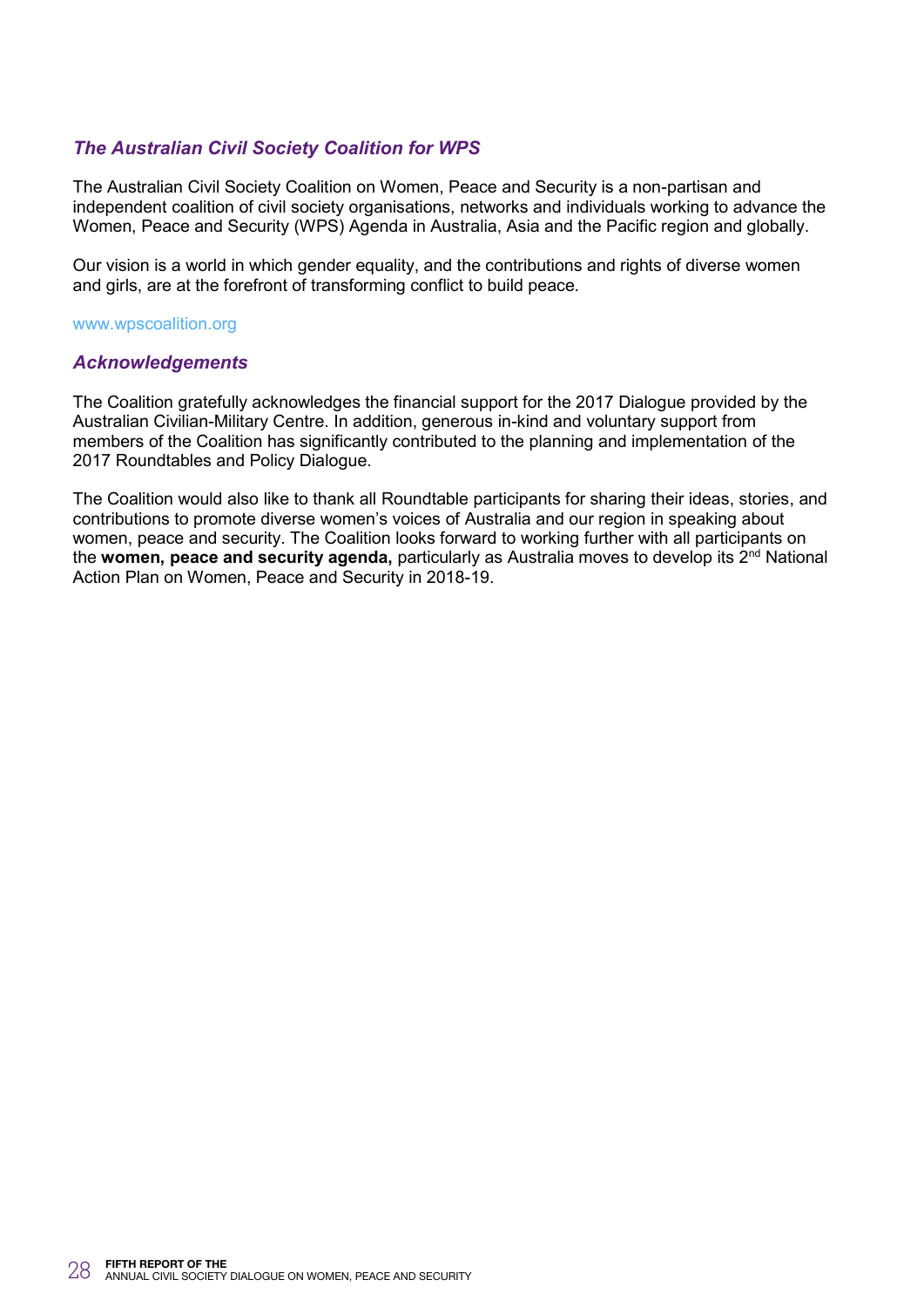### *The Australian Civil Society Coalition for WPS*

The Australian Civil Society Coalition on Women, Peace and Security is a non-partisan and independent coalition of civil society organisations, networks and individuals working to advance the Women, Peace and Security (WPS) Agenda in Australia, Asia and the Pacific region and globally.

Our vision is a world in which gender equality, and the contributions and rights of diverse women and girls, are at the forefront of transforming conflict to build peace.

www.wpscoalition.org

### *Acknowledgements*

The Coalition gratefully acknowledges the financial support for the 2017 Dialogue provided by the Australian Civilian-Military Centre. In addition, generous in-kind and voluntary support from members of the Coalition has significantly contributed to the planning and implementation of the 2017 Roundtables and Policy Dialogue.

The Coalition would also like to thank all Roundtable participants for sharing their ideas, stories, and contributions to promote diverse women's voices of Australia and our region in speaking about women, peace and security. The Coalition looks forward to working further with all participants on the **women, peace and security agenda,** particularly as Australia moves to develop its 2nd National Action Plan on Women, Peace and Security in 2018-19.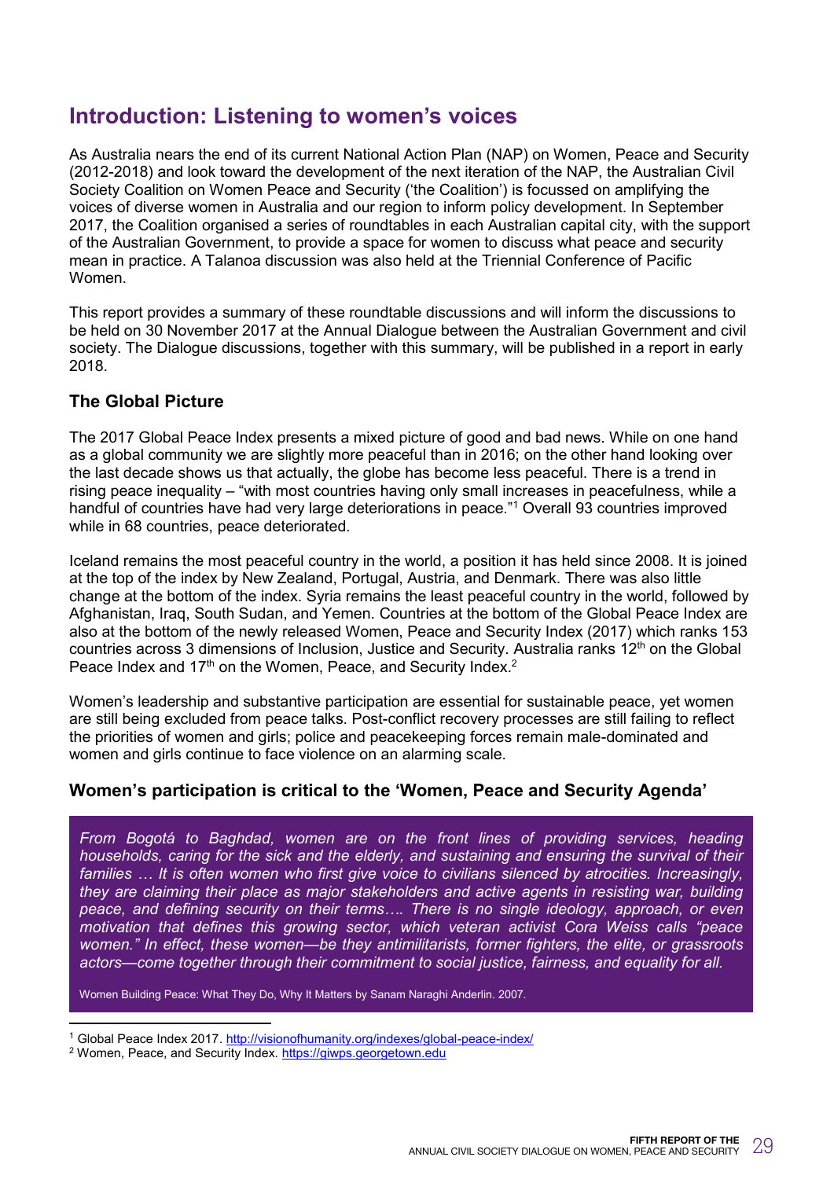## Introduction: Listening to women's voices

As Australia nears the end of its current National Action Plan (NAP) on Women, Peace and Security (2012-2018) and look toward the development of the next iteration of the NAP, the Australian Civil Society Coalition on Women Peace and Security ('the Coalition') is focussed on amplifying the voices of diverse women in Australia and our region to inform policy development. In September 2017, the Coalition organised a series of roundtables in each Australian capital city, with the support of the Australian Government, to provide a space for women to discuss what peace and security mean in practice. A Talanoa discussion was also held at the Triennial Conference of Pacific Women.

This report provides a summary of these roundtable discussions and will inform the discussions to be held on 30 November 2017 at the Annual Dialogue between the Australian Government and civil society. The Dialogue discussions, together with this summary, will be published in a report in early 2018.

### The Global Picture

The 2017 Global Peace Index presents a mixed picture of good and bad news. While on one hand as a global community we are slightly more peaceful than in 2016; on the other hand looking over the last decade shows us that actually, the globe has become less peaceful. There is a trend in rising peace inequality – "with most countries having only small increases in peacefulness, while a handful of countries have had very large deteriorations in peace."[1] Overall 93 countries improved while in 68 countries, peace deteriorated.

Iceland remains the most peaceful country in the world, a position it has held since 2008. It is joined at the top of the index by New Zealand, Portugal, Austria, and Denmark. There was also little change at the bottom of the index. Syria remains the least peaceful country in the world, followed by Afghanistan, Iraq, South Sudan, and Yemen. Countries at the bottom of the Global Peace Index are also at the bottom of the newly released Women, Peace and Security Index (2017) which ranks 153 countries across 3 dimensions of Inclusion, Justice and Security. Australia ranks 12th on the Global Peace Index and 17th on the Women, Peace, and Security Index.[2]

Women's leadership and substantive participation are essential for sustainable peace, yet women are still being excluded from peace talks. Post-conflict recovery processes are still failing to reflect the priorities of women and girls; police and peacekeeping forces remain male-dominated and women and girls continue to face violence on an alarming scale.

### Women's participation is critical to the 'Women, Peace and Security Agenda'

> *From Bogotá to Baghdad, women are on the front lines of providing services, heading households, caring for the sick and the elderly, and sustaining and ensuring the survival of their families … It is often women who first give voice to civilians silenced by atrocities. Increasingly, they are claiming their place as major stakeholders and active agents in resisting war, building peace, and defining security on their terms…. There is no single ideology, approach, or even motivation that defines this growing sector, which veteran activist Cora Weiss calls "peace women." In effect, these women—be they antimilitarists, former fighters, the elite, or grassroots actors—come together through their commitment to social justice, fairness, and equality for all.*
>
> Women Building Peace: What They Do, Why It Matters by Sanam Naraghi Anderlin. 2007.

[1] Global Peace Index 2017. http://visionofhumanity.org/indexes/global-peace-index/

[2] Women, Peace, and Security Index. https://giwps.georgetown.edu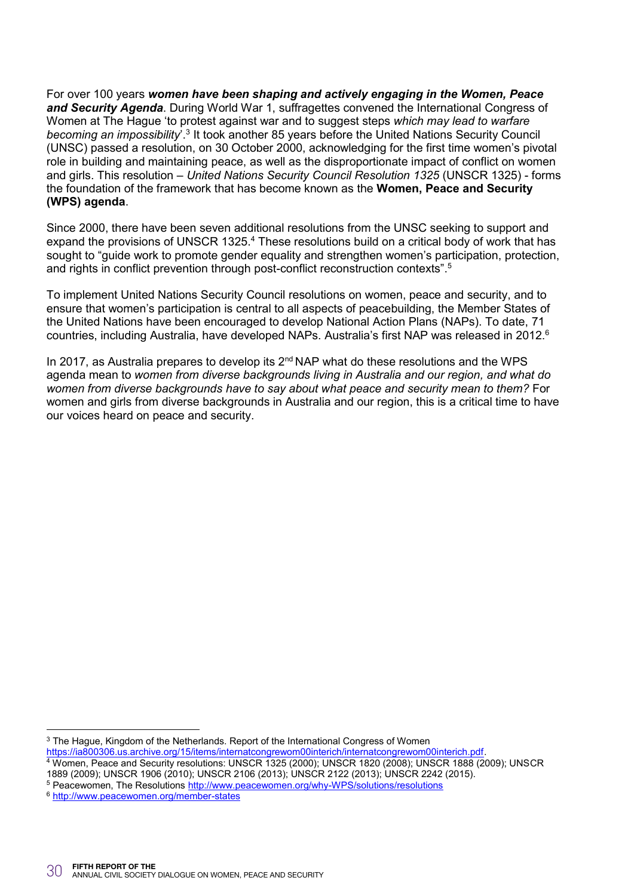For over 100 years ***women have been shaping and actively engaging in the Women, Peace and Security Agenda***. During World War 1, suffragettes convened the International Congress of Women at The Hague 'to protest against war and to suggest steps *which may lead to warfare becoming an impossibility*'.[3] It took another 85 years before the United Nations Security Council (UNSC) passed a resolution, on 30 October 2000, acknowledging for the first time women's pivotal role in building and maintaining peace, as well as the disproportionate impact of conflict on women and girls. This resolution – *United Nations Security Council Resolution 1325* (UNSCR 1325) - forms the foundation of the framework that has become known as the **Women, Peace and Security (WPS) agenda**.

Since 2000, there have been seven additional resolutions from the UNSC seeking to support and expand the provisions of UNSCR 1325.[4] These resolutions build on a critical body of work that has sought to "guide work to promote gender equality and strengthen women's participation, protection, and rights in conflict prevention through post-conflict reconstruction contexts".[5]

To implement United Nations Security Council resolutions on women, peace and security, and to ensure that women's participation is central to all aspects of peacebuilding, the Member States of the United Nations have been encouraged to develop National Action Plans (NAPs). To date, 71 countries, including Australia, have developed NAPs. Australia's first NAP was released in 2012.[6]

In 2017, as Australia prepares to develop its 2nd NAP what do these resolutions and the WPS agenda mean to *women from diverse backgrounds living in Australia and our region, and what do women from diverse backgrounds have to say about what peace and security mean to them?* For women and girls from diverse backgrounds in Australia and our region, this is a critical time to have our voices heard on peace and security.

---

[3] The Hague, Kingdom of the Netherlands. Report of the International Congress of Women https://ia800306.us.archive.org/15/items/internatcongrewom00interich/internatcongrewom00interich.pdf.

[4] Women, Peace and Security resolutions: UNSCR 1325 (2000); UNSCR 1820 (2008); UNSCR 1888 (2009); UNSCR 1889 (2009); UNSCR 1906 (2010); UNSCR 2106 (2013); UNSCR 2122 (2013); UNSCR 2242 (2015).

[5] Peacewomen, The Resolutions http://www.peacewomen.org/why-WPS/solutions/resolutions

[6] http://www.peacewomen.org/member-states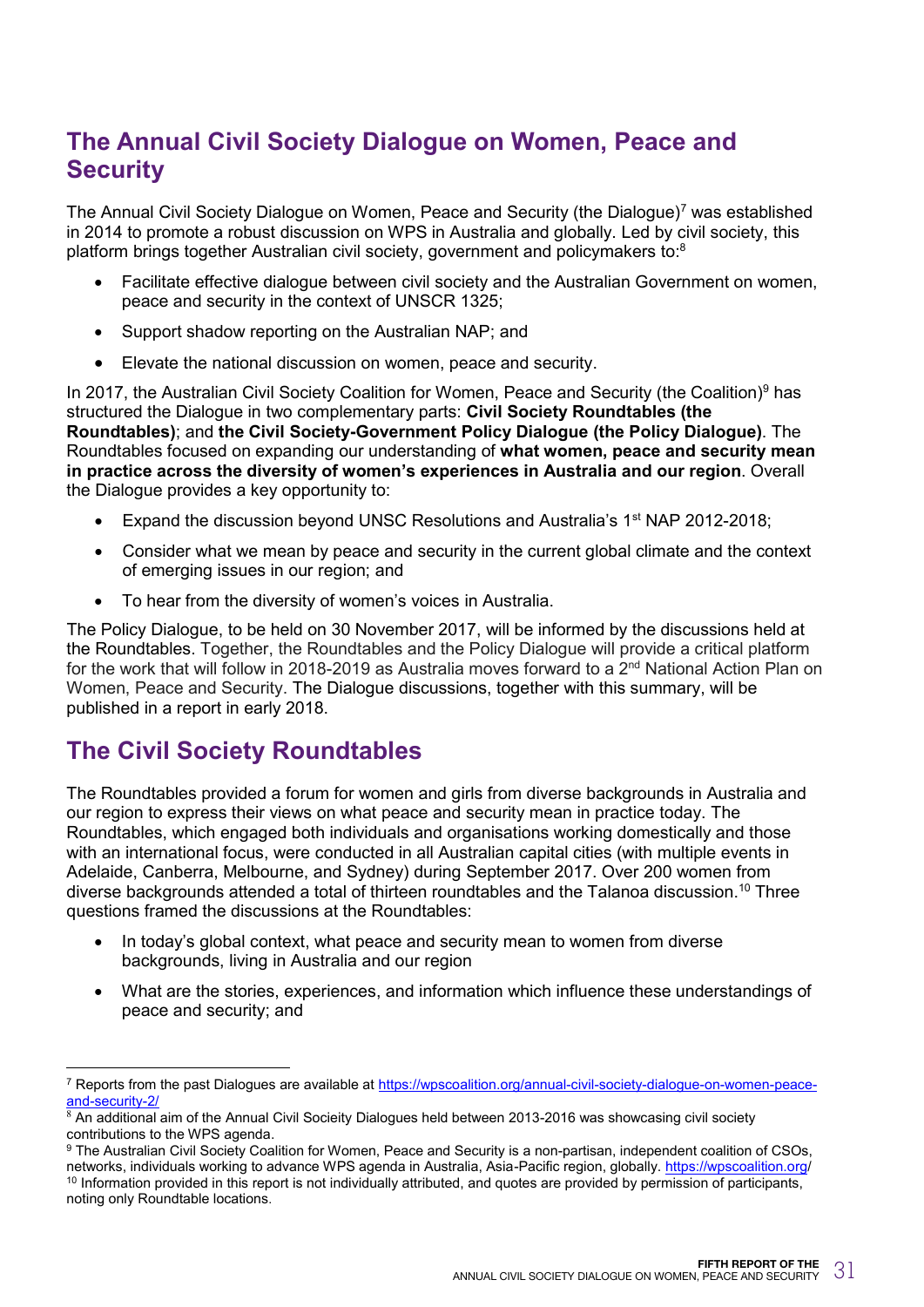## The Annual Civil Society Dialogue on Women, Peace and Security

The Annual Civil Society Dialogue on Women, Peace and Security (the Dialogue)[7] was established in 2014 to promote a robust discussion on WPS in Australia and globally. Led by civil society, this platform brings together Australian civil society, government and policymakers to:[8]

- Facilitate effective dialogue between civil society and the Australian Government on women, peace and security in the context of UNSCR 1325;
- Support shadow reporting on the Australian NAP; and
- Elevate the national discussion on women, peace and security.

In 2017, the Australian Civil Society Coalition for Women, Peace and Security (the Coalition)[9] has structured the Dialogue in two complementary parts: **Civil Society Roundtables (the Roundtables)**; and **the Civil Society-Government Policy Dialogue (the Policy Dialogue)**. The Roundtables focused on expanding our understanding of **what women, peace and security mean in practice across the diversity of women's experiences in Australia and our region**. Overall the Dialogue provides a key opportunity to:

- Expand the discussion beyond UNSC Resolutions and Australia's 1st NAP 2012-2018;
- Consider what we mean by peace and security in the current global climate and the context of emerging issues in our region; and
- To hear from the diversity of women's voices in Australia.

The Policy Dialogue, to be held on 30 November 2017, will be informed by the discussions held at the Roundtables. Together, the Roundtables and the Policy Dialogue will provide a critical platform for the work that will follow in 2018-2019 as Australia moves forward to a 2nd National Action Plan on Women, Peace and Security. The Dialogue discussions, together with this summary, will be published in a report in early 2018.

## The Civil Society Roundtables

The Roundtables provided a forum for women and girls from diverse backgrounds in Australia and our region to express their views on what peace and security mean in practice today. The Roundtables, which engaged both individuals and organisations working domestically and those with an international focus, were conducted in all Australian capital cities (with multiple events in Adelaide, Canberra, Melbourne, and Sydney) during September 2017. Over 200 women from diverse backgrounds attended a total of thirteen roundtables and the Talanoa discussion.[10] Three questions framed the discussions at the Roundtables:

- In today's global context, what peace and security mean to women from diverse backgrounds, living in Australia and our region
- What are the stories, experiences, and information which influence these understandings of peace and security; and

---

[7] Reports from the past Dialogues are available at https://wpscoalition.org/annual-civil-society-dialogue-on-women-peace-and-security-2/

[8] An additional aim of the Annual Civil Socieity Dialogues held between 2013-2016 was showcasing civil society contributions to the WPS agenda.

[9] The Australian Civil Society Coalition for Women, Peace and Security is a non-partisan, independent coalition of CSOs, networks, individuals working to advance WPS agenda in Australia, Asia-Pacific region, globally. https://wpscoalition.org/

[10] Information provided in this report is not individually attributed, and quotes are provided by permission of participants, noting only Roundtable locations.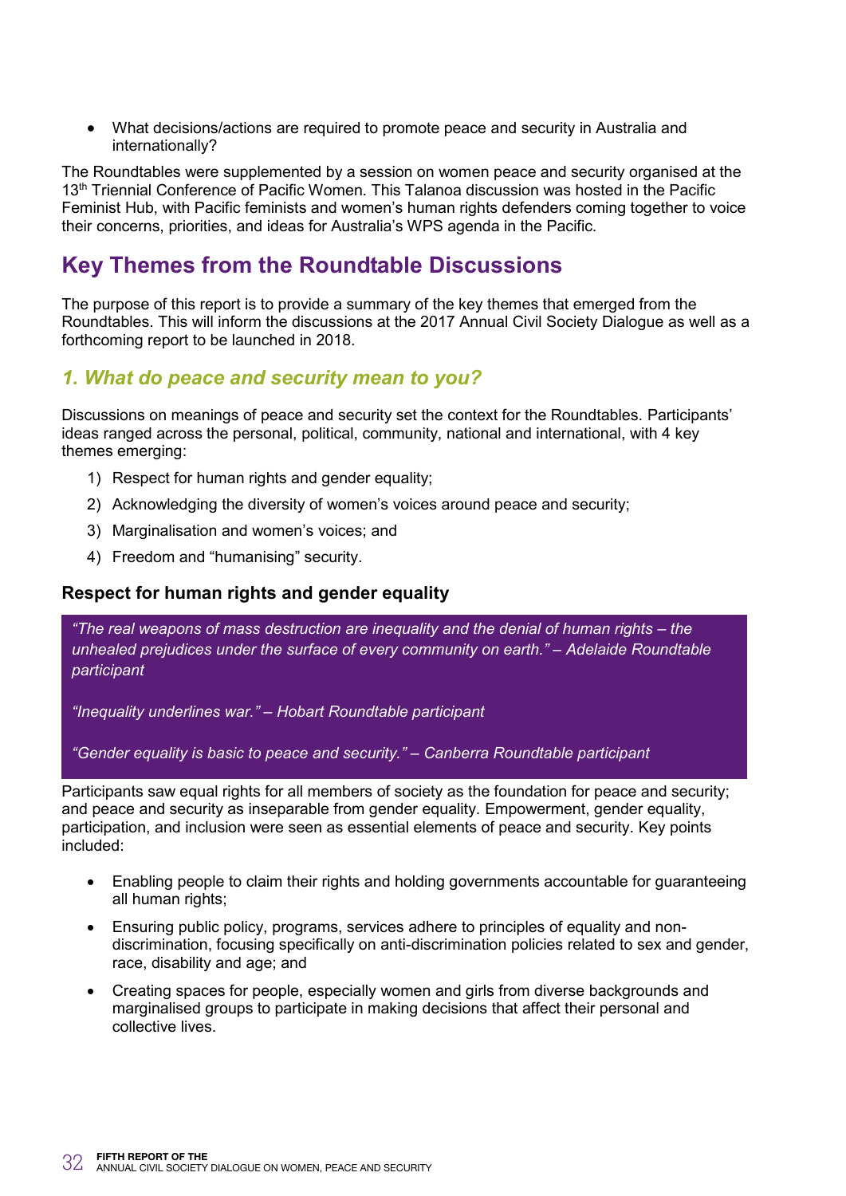- What decisions/actions are required to promote peace and security in Australia and internationally?

The Roundtables were supplemented by a session on women peace and security organised at the 13th Triennial Conference of Pacific Women. This Talanoa discussion was hosted in the Pacific Feminist Hub, with Pacific feminists and women's human rights defenders coming together to voice their concerns, priorities, and ideas for Australia's WPS agenda in the Pacific.

## Key Themes from the Roundtable Discussions

The purpose of this report is to provide a summary of the key themes that emerged from the Roundtables. This will inform the discussions at the 2017 Annual Civil Society Dialogue as well as a forthcoming report to be launched in 2018.

### *1. What do peace and security mean to you?*

Discussions on meanings of peace and security set the context for the Roundtables. Participants' ideas ranged across the personal, political, community, national and international, with 4 key themes emerging:

1) Respect for human rights and gender equality;
2) Acknowledging the diversity of women's voices around peace and security;
3) Marginalisation and women's voices; and
4) Freedom and "humanising" security.

#### Respect for human rights and gender equality

> *"The real weapons of mass destruction are inequality and the denial of human rights – the unhealed prejudices under the surface of every community on earth." – Adelaide Roundtable participant*
>
> *"Inequality underlines war." – Hobart Roundtable participant*
>
> *"Gender equality is basic to peace and security." – Canberra Roundtable participant*

Participants saw equal rights for all members of society as the foundation for peace and security; and peace and security as inseparable from gender equality. Empowerment, gender equality, participation, and inclusion were seen as essential elements of peace and security. Key points included:

- Enabling people to claim their rights and holding governments accountable for guaranteeing all human rights;
- Ensuring public policy, programs, services adhere to principles of equality and non-discrimination, focusing specifically on anti-discrimination policies related to sex and gender, race, disability and age; and
- Creating spaces for people, especially women and girls from diverse backgrounds and marginalised groups to participate in making decisions that affect their personal and collective lives.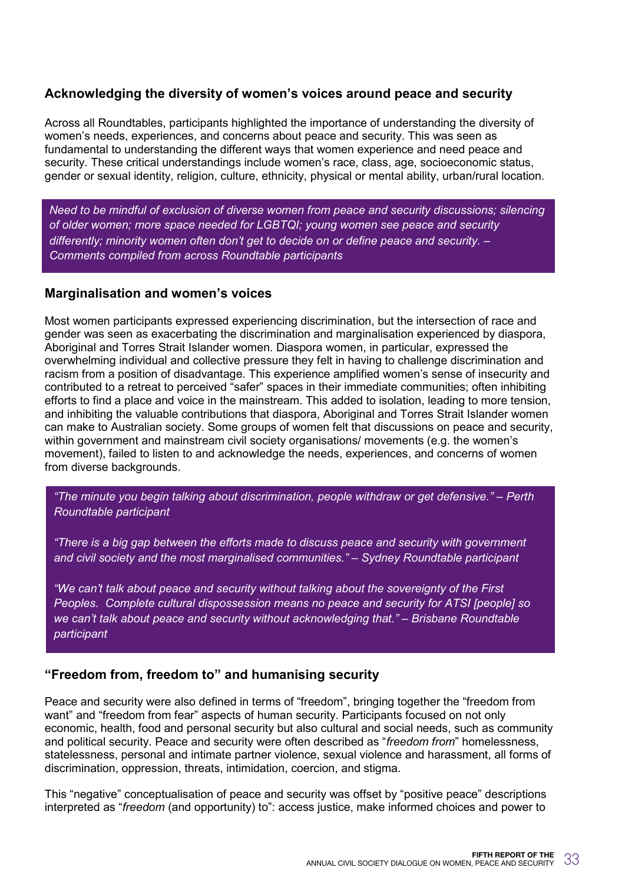### Acknowledging the diversity of women's voices around peace and security

Across all Roundtables, participants highlighted the importance of understanding the diversity of women's needs, experiences, and concerns about peace and security. This was seen as fundamental to understanding the different ways that women experience and need peace and security. These critical understandings include women's race, class, age, socioeconomic status, gender or sexual identity, religion, culture, ethnicity, physical or mental ability, urban/rural location.

> *Need to be mindful of exclusion of diverse women from peace and security discussions; silencing of older women; more space needed for LGBTQI; young women see peace and security differently; minority women often don't get to decide on or define peace and security. – Comments compiled from across Roundtable participants*

### Marginalisation and women's voices

Most women participants expressed experiencing discrimination, but the intersection of race and gender was seen as exacerbating the discrimination and marginalisation experienced by diaspora, Aboriginal and Torres Strait Islander women. Diaspora women, in particular, expressed the overwhelming individual and collective pressure they felt in having to challenge discrimination and racism from a position of disadvantage. This experience amplified women's sense of insecurity and contributed to a retreat to perceived "safer" spaces in their immediate communities; often inhibiting efforts to find a place and voice in the mainstream. This added to isolation, leading to more tension, and inhibiting the valuable contributions that diaspora, Aboriginal and Torres Strait Islander women can make to Australian society. Some groups of women felt that discussions on peace and security, within government and mainstream civil society organisations/ movements (e.g. the women's movement), failed to listen to and acknowledge the needs, experiences, and concerns of women from diverse backgrounds.

> *"The minute you begin talking about discrimination, people withdraw or get defensive." – Perth Roundtable participant*
>
> *"There is a big gap between the efforts made to discuss peace and security with government and civil society and the most marginalised communities." – Sydney Roundtable participant*
>
> *"We can't talk about peace and security without talking about the sovereignty of the First Peoples. Complete cultural dispossession means no peace and security for ATSI [people] so we can't talk about peace and security without acknowledging that." – Brisbane Roundtable participant*

### "Freedom from, freedom to" and humanising security

Peace and security were also defined in terms of "freedom", bringing together the "freedom from want" and "freedom from fear" aspects of human security. Participants focused on not only economic, health, food and personal security but also cultural and social needs, such as community and political security. Peace and security were often described as "*freedom from*" homelessness, statelessness, personal and intimate partner violence, sexual violence and harassment, all forms of discrimination, oppression, threats, intimidation, coercion, and stigma.

This "negative" conceptualisation of peace and security was offset by "positive peace" descriptions interpreted as "*freedom* (and opportunity) to": access justice, make informed choices and power to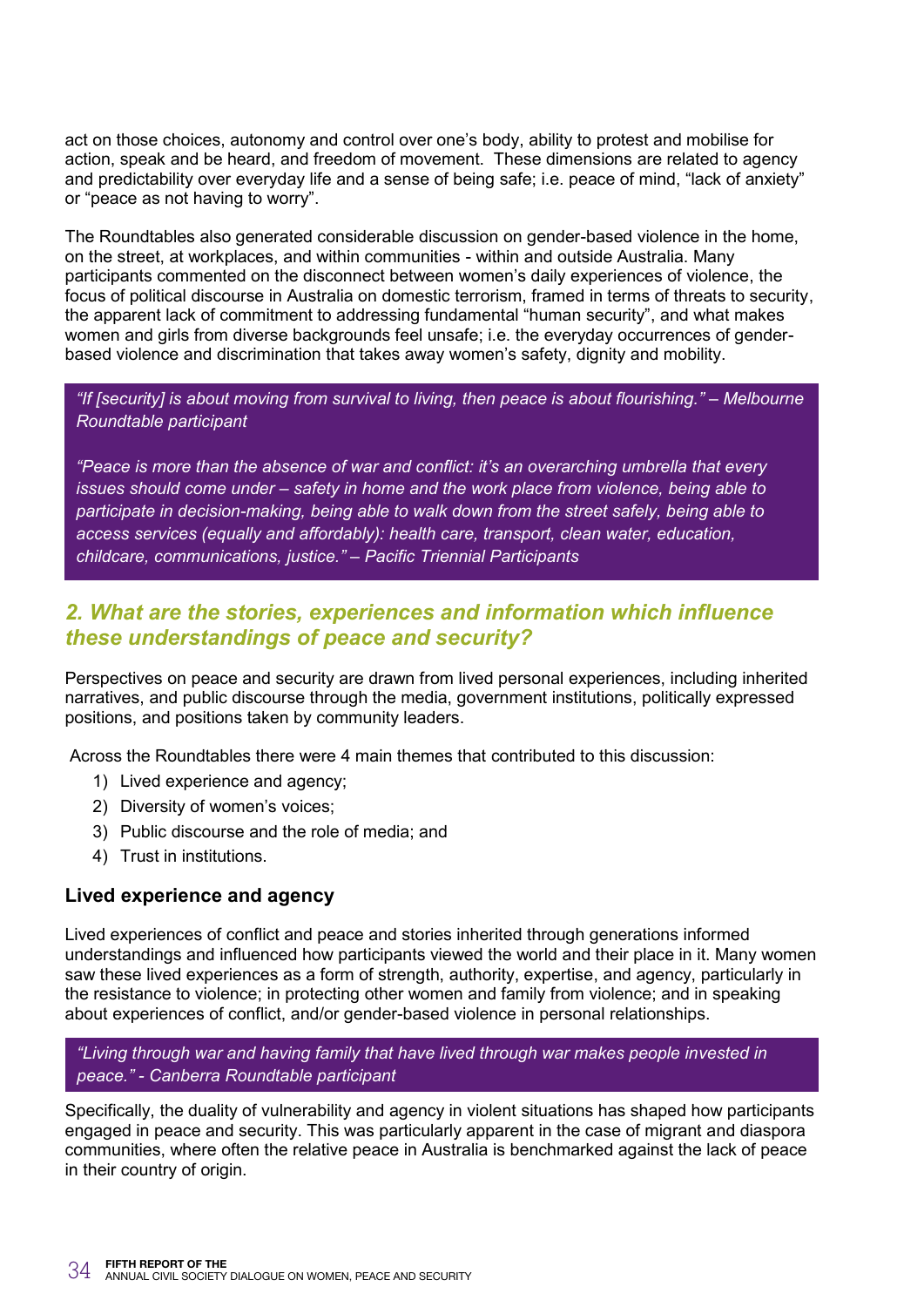act on those choices, autonomy and control over one's body, ability to protest and mobilise for action, speak and be heard, and freedom of movement. These dimensions are related to agency and predictability over everyday life and a sense of being safe; i.e. peace of mind, "lack of anxiety" or "peace as not having to worry".

The Roundtables also generated considerable discussion on gender-based violence in the home, on the street, at workplaces, and within communities - within and outside Australia. Many participants commented on the disconnect between women's daily experiences of violence, the focus of political discourse in Australia on domestic terrorism, framed in terms of threats to security, the apparent lack of commitment to addressing fundamental "human security", and what makes women and girls from diverse backgrounds feel unsafe; i.e. the everyday occurrences of gender-based violence and discrimination that takes away women's safety, dignity and mobility.

> *"If [security] is about moving from survival to living, then peace is about flourishing." – Melbourne Roundtable participant*
>
> *"Peace is more than the absence of war and conflict: it's an overarching umbrella that every issues should come under – safety in home and the work place from violence, being able to participate in decision-making, being able to walk down from the street safely, being able to access services (equally and affordably): health care, transport, clean water, education, childcare, communications, justice." – Pacific Triennial Participants*

## *2. What are the stories, experiences and information which influence these understandings of peace and security?*

Perspectives on peace and security are drawn from lived personal experiences, including inherited narratives, and public discourse through the media, government institutions, politically expressed positions, and positions taken by community leaders.

Across the Roundtables there were 4 main themes that contributed to this discussion:

1) Lived experience and agency;
2) Diversity of women's voices;
3) Public discourse and the role of media; and
4) Trust in institutions.

### Lived experience and agency

Lived experiences of conflict and peace and stories inherited through generations informed understandings and influenced how participants viewed the world and their place in it. Many women saw these lived experiences as a form of strength, authority, expertise, and agency, particularly in the resistance to violence; in protecting other women and family from violence; and in speaking about experiences of conflict, and/or gender-based violence in personal relationships.

> *"Living through war and having family that have lived through war makes people invested in peace." - Canberra Roundtable participant*

Specifically, the duality of vulnerability and agency in violent situations has shaped how participants engaged in peace and security. This was particularly apparent in the case of migrant and diaspora communities, where often the relative peace in Australia is benchmarked against the lack of peace in their country of origin.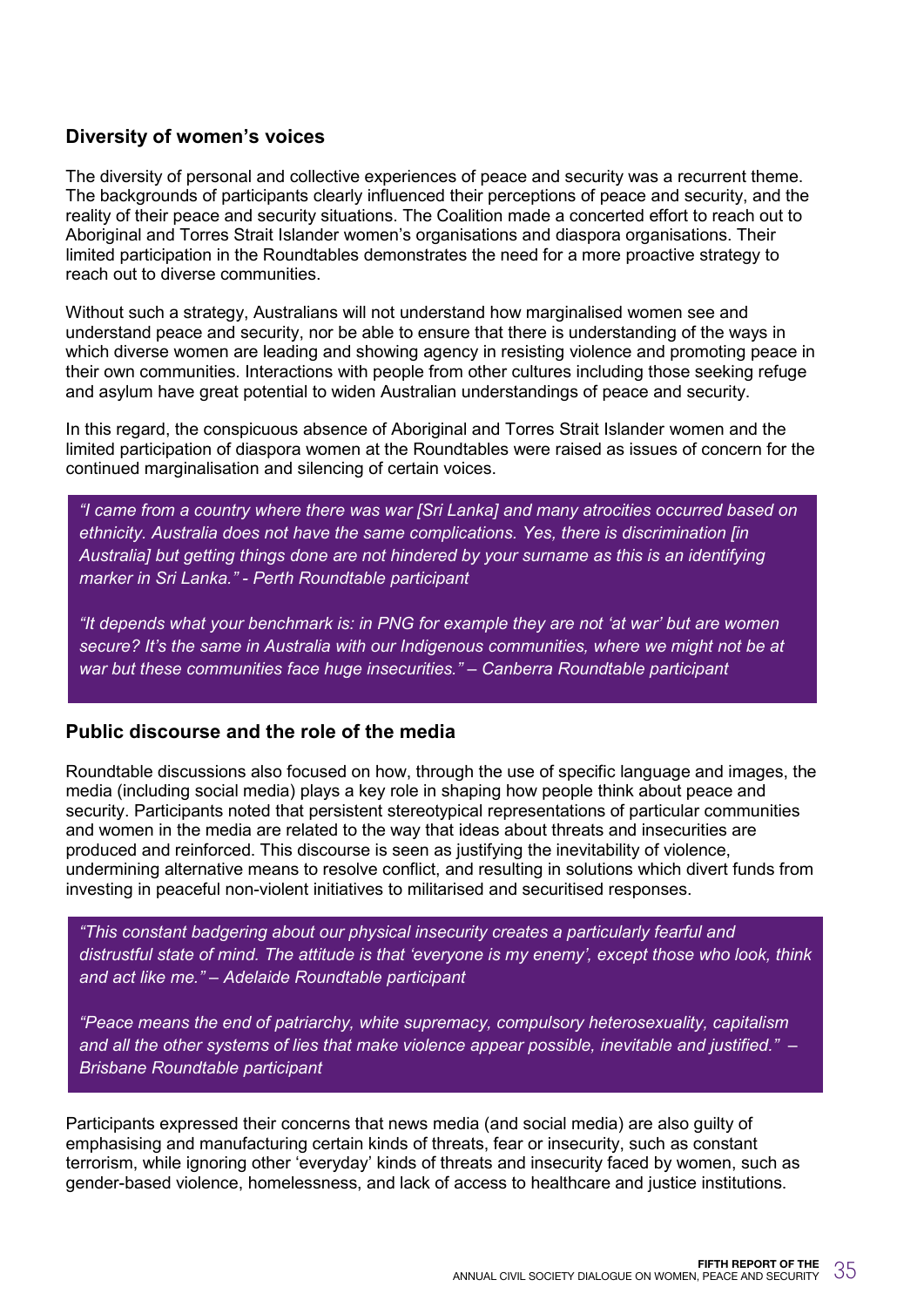## Diversity of women's voices

The diversity of personal and collective experiences of peace and security was a recurrent theme. The backgrounds of participants clearly influenced their perceptions of peace and security, and the reality of their peace and security situations. The Coalition made a concerted effort to reach out to Aboriginal and Torres Strait Islander women's organisations and diaspora organisations. Their limited participation in the Roundtables demonstrates the need for a more proactive strategy to reach out to diverse communities.

Without such a strategy, Australians will not understand how marginalised women see and understand peace and security, nor be able to ensure that there is understanding of the ways in which diverse women are leading and showing agency in resisting violence and promoting peace in their own communities. Interactions with people from other cultures including those seeking refuge and asylum have great potential to widen Australian understandings of peace and security.

In this regard, the conspicuous absence of Aboriginal and Torres Strait Islander women and the limited participation of diaspora women at the Roundtables were raised as issues of concern for the continued marginalisation and silencing of certain voices.

> *"I came from a country where there was war [Sri Lanka] and many atrocities occurred based on ethnicity. Australia does not have the same complications. Yes, there is discrimination [in Australia] but getting things done are not hindered by your surname as this is an identifying marker in Sri Lanka." - Perth Roundtable participant*
>
> *"It depends what your benchmark is: in PNG for example they are not 'at war' but are women secure? It's the same in Australia with our Indigenous communities, where we might not be at war but these communities face huge insecurities." – Canberra Roundtable participant*

## Public discourse and the role of the media

Roundtable discussions also focused on how, through the use of specific language and images, the media (including social media) plays a key role in shaping how people think about peace and security. Participants noted that persistent stereotypical representations of particular communities and women in the media are related to the way that ideas about threats and insecurities are produced and reinforced. This discourse is seen as justifying the inevitability of violence, undermining alternative means to resolve conflict, and resulting in solutions which divert funds from investing in peaceful non-violent initiatives to militarised and securitised responses.

> *"This constant badgering about our physical insecurity creates a particularly fearful and distrustful state of mind. The attitude is that 'everyone is my enemy', except those who look, think and act like me." – Adelaide Roundtable participant*
>
> *"Peace means the end of patriarchy, white supremacy, compulsory heterosexuality, capitalism and all the other systems of lies that make violence appear possible, inevitable and justified." – Brisbane Roundtable participant*

Participants expressed their concerns that news media (and social media) are also guilty of emphasising and manufacturing certain kinds of threats, fear or insecurity, such as constant terrorism, while ignoring other 'everyday' kinds of threats and insecurity faced by women, such as gender-based violence, homelessness, and lack of access to healthcare and justice institutions.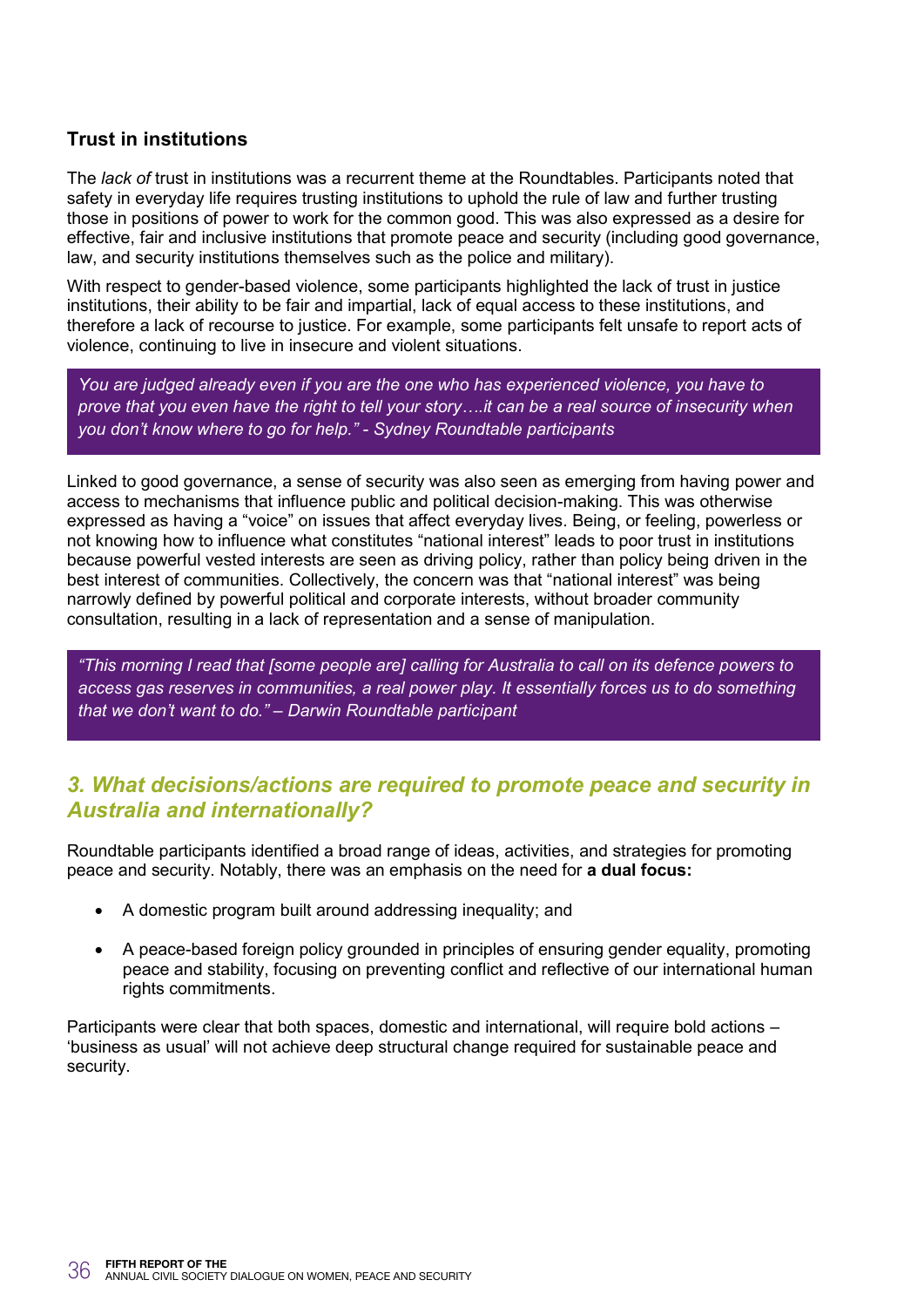### Trust in institutions

The *lack of* trust in institutions was a recurrent theme at the Roundtables. Participants noted that safety in everyday life requires trusting institutions to uphold the rule of law and further trusting those in positions of power to work for the common good. This was also expressed as a desire for effective, fair and inclusive institutions that promote peace and security (including good governance, law, and security institutions themselves such as the police and military).

With respect to gender-based violence, some participants highlighted the lack of trust in justice institutions, their ability to be fair and impartial, lack of equal access to these institutions, and therefore a lack of recourse to justice. For example, some participants felt unsafe to report acts of violence, continuing to live in insecure and violent situations.

> *You are judged already even if you are the one who has experienced violence, you have to prove that you even have the right to tell your story….it can be a real source of insecurity when you don't know where to go for help." - Sydney Roundtable participants*

Linked to good governance, a sense of security was also seen as emerging from having power and access to mechanisms that influence public and political decision-making. This was otherwise expressed as having a "voice" on issues that affect everyday lives. Being, or feeling, powerless or not knowing how to influence what constitutes "national interest" leads to poor trust in institutions because powerful vested interests are seen as driving policy, rather than policy being driven in the best interest of communities. Collectively, the concern was that "national interest" was being narrowly defined by powerful political and corporate interests, without broader community consultation, resulting in a lack of representation and a sense of manipulation.

> *"This morning I read that [some people are] calling for Australia to call on its defence powers to access gas reserves in communities, a real power play. It essentially forces us to do something that we don't want to do." – Darwin Roundtable participant*

## *3. What decisions/actions are required to promote peace and security in Australia and internationally?*

Roundtable participants identified a broad range of ideas, activities, and strategies for promoting peace and security. Notably, there was an emphasis on the need for **a dual focus:**

- A domestic program built around addressing inequality; and
- A peace-based foreign policy grounded in principles of ensuring gender equality, promoting peace and stability, focusing on preventing conflict and reflective of our international human rights commitments.

Participants were clear that both spaces, domestic and international, will require bold actions – 'business as usual' will not achieve deep structural change required for sustainable peace and security.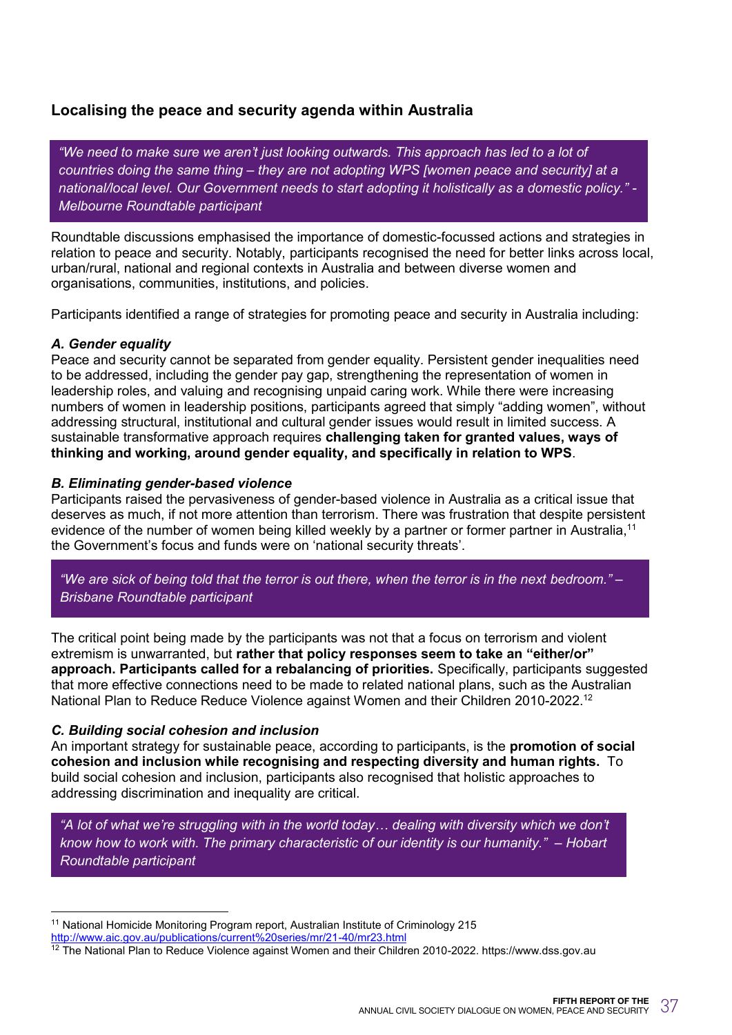## Localising the peace and security agenda within Australia

> *"We need to make sure we aren't just looking outwards. This approach has led to a lot of countries doing the same thing – they are not adopting WPS [women peace and security] at a national/local level. Our Government needs to start adopting it holistically as a domestic policy." - Melbourne Roundtable participant*

Roundtable discussions emphasised the importance of domestic-focussed actions and strategies in relation to peace and security. Notably, participants recognised the need for better links across local, urban/rural, national and regional contexts in Australia and between diverse women and organisations, communities, institutions, and policies.

Participants identified a range of strategies for promoting peace and security in Australia including:

***A. Gender equality***

Peace and security cannot be separated from gender equality. Persistent gender inequalities need to be addressed, including the gender pay gap, strengthening the representation of women in leadership roles, and valuing and recognising unpaid caring work. While there were increasing numbers of women in leadership positions, participants agreed that simply "adding women", without addressing structural, institutional and cultural gender issues would result in limited success. A sustainable transformative approach requires **challenging taken for granted values, ways of thinking and working, around gender equality, and specifically in relation to WPS**.

***B. Eliminating gender-based violence***

Participants raised the pervasiveness of gender-based violence in Australia as a critical issue that deserves as much, if not more attention than terrorism. There was frustration that despite persistent evidence of the number of women being killed weekly by a partner or former partner in Australia,[11] the Government's focus and funds were on 'national security threats'.

> *"We are sick of being told that the terror is out there, when the terror is in the next bedroom." – Brisbane Roundtable participant*

The critical point being made by the participants was not that a focus on terrorism and violent extremism is unwarranted, but **rather that policy responses seem to take an "either/or" approach. Participants called for a rebalancing of priorities.** Specifically, participants suggested that more effective connections need to be made to related national plans, such as the Australian National Plan to Reduce Reduce Violence against Women and their Children 2010-2022.[12]

***C. Building social cohesion and inclusion***

An important strategy for sustainable peace, according to participants, is the **promotion of social cohesion and inclusion while recognising and respecting diversity and human rights.** To build social cohesion and inclusion, participants also recognised that holistic approaches to addressing discrimination and inequality are critical.

> *"A lot of what we're struggling with in the world today… dealing with diversity which we don't know how to work with. The primary characteristic of our identity is our humanity." – Hobart Roundtable participant*

---

[11] National Homicide Monitoring Program report, Australian Institute of Criminology 215 http://www.aic.gov.au/publications/current%20series/mr/21-40/mr23.html

[12] The National Plan to Reduce Violence against Women and their Children 2010-2022. https://www.dss.gov.au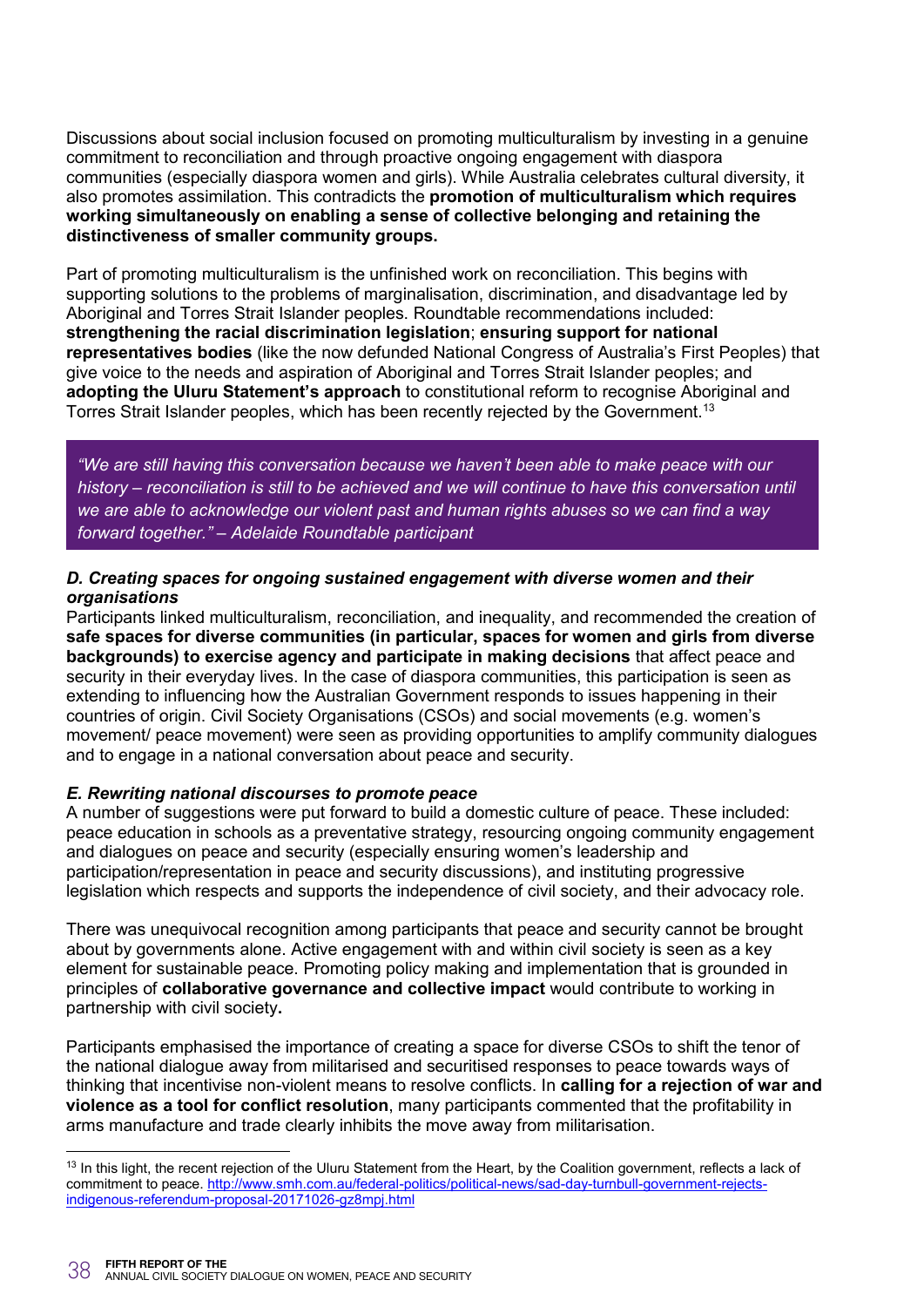Discussions about social inclusion focused on promoting multiculturalism by investing in a genuine commitment to reconciliation and through proactive ongoing engagement with diaspora communities (especially diaspora women and girls). While Australia celebrates cultural diversity, it also promotes assimilation. This contradicts the **promotion of multiculturalism which requires working simultaneously on enabling a sense of collective belonging and retaining the distinctiveness of smaller community groups.**

Part of promoting multiculturalism is the unfinished work on reconciliation. This begins with supporting solutions to the problems of marginalisation, discrimination, and disadvantage led by Aboriginal and Torres Strait Islander peoples. Roundtable recommendations included: **strengthening the racial discrimination legislation**; **ensuring support for national representatives bodies** (like the now defunded National Congress of Australia's First Peoples) that give voice to the needs and aspiration of Aboriginal and Torres Strait Islander peoples; and **adopting the Uluru Statement's approach** to constitutional reform to recognise Aboriginal and Torres Strait Islander peoples, which has been recently rejected by the Government.[13]

> *"We are still having this conversation because we haven't been able to make peace with our history – reconciliation is still to be achieved and we will continue to have this conversation until we are able to acknowledge our violent past and human rights abuses so we can find a way forward together." – Adelaide Roundtable participant*

#### *D. Creating spaces for ongoing sustained engagement with diverse women and their organisations*

Participants linked multiculturalism, reconciliation, and inequality, and recommended the creation of **safe spaces for diverse communities (in particular, spaces for women and girls from diverse backgrounds) to exercise agency and participate in making decisions** that affect peace and security in their everyday lives. In the case of diaspora communities, this participation is seen as extending to influencing how the Australian Government responds to issues happening in their countries of origin. Civil Society Organisations (CSOs) and social movements (e.g. women's movement/ peace movement) were seen as providing opportunities to amplify community dialogues and to engage in a national conversation about peace and security.

#### *E. Rewriting national discourses to promote peace*

A number of suggestions were put forward to build a domestic culture of peace. These included: peace education in schools as a preventative strategy, resourcing ongoing community engagement and dialogues on peace and security (especially ensuring women's leadership and participation/representation in peace and security discussions), and instituting progressive legislation which respects and supports the independence of civil society, and their advocacy role.

There was unequivocal recognition among participants that peace and security cannot be brought about by governments alone. Active engagement with and within civil society is seen as a key element for sustainable peace. Promoting policy making and implementation that is grounded in principles of **collaborative governance and collective impact** would contribute to working in partnership with civil society**.**

Participants emphasised the importance of creating a space for diverse CSOs to shift the tenor of the national dialogue away from militarised and securitised responses to peace towards ways of thinking that incentivise non-violent means to resolve conflicts. In **calling for a rejection of war and violence as a tool for conflict resolution**, many participants commented that the profitability in arms manufacture and trade clearly inhibits the move away from militarisation.

---

[13] In this light, the recent rejection of the Uluru Statement from the Heart, by the Coalition government, reflects a lack of commitment to peace. http://www.smh.com.au/federal-politics/political-news/sad-day-turnbull-government-rejects-indigenous-referendum-proposal-20171026-gz8mpj.html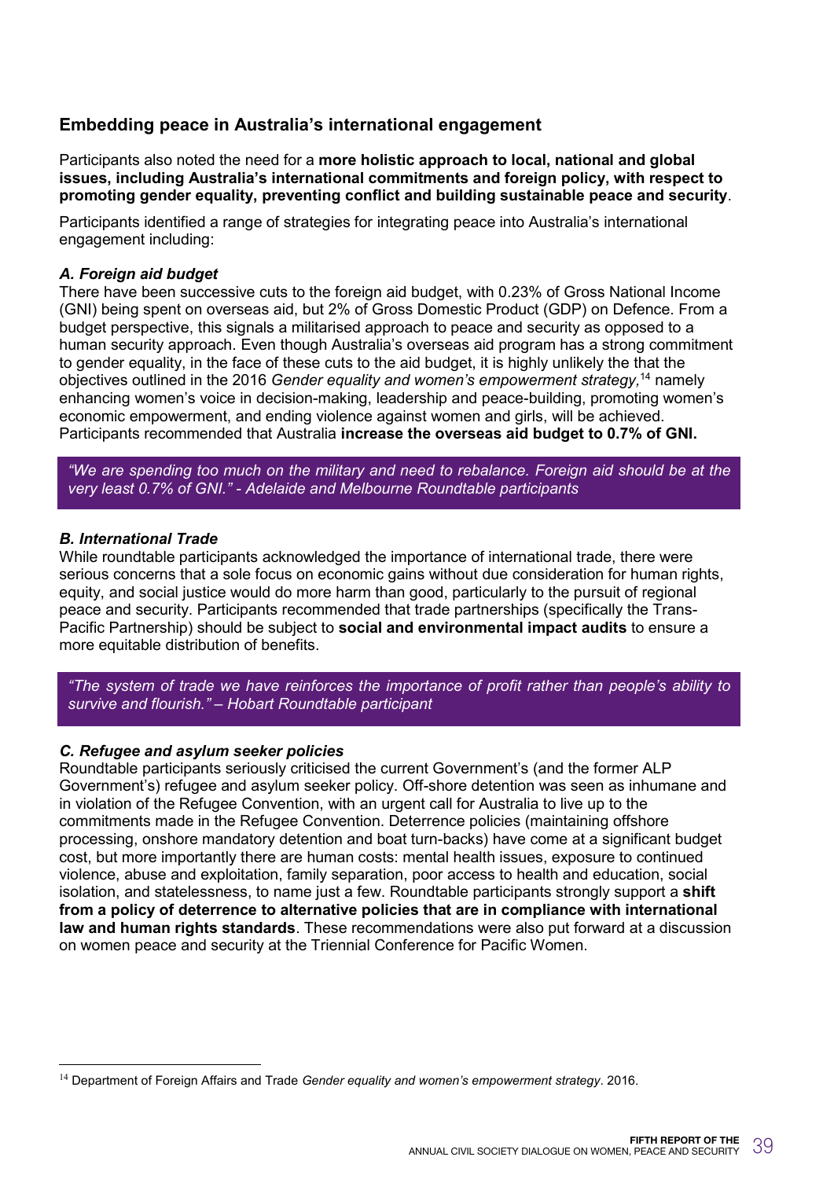## Embedding peace in Australia's international engagement

Participants also noted the need for a **more holistic approach to local, national and global issues, including Australia's international commitments and foreign policy, with respect to promoting gender equality, preventing conflict and building sustainable peace and security**.

Participants identified a range of strategies for integrating peace into Australia's international engagement including:

***A. Foreign aid budget***

There have been successive cuts to the foreign aid budget, with 0.23% of Gross National Income (GNI) being spent on overseas aid, but 2% of Gross Domestic Product (GDP) on Defence. From a budget perspective, this signals a militarised approach to peace and security as opposed to a human security approach. Even though Australia's overseas aid program has a strong commitment to gender equality, in the face of these cuts to the aid budget, it is highly unlikely the that the objectives outlined in the 2016 *Gender equality and women's empowerment strategy,*[14] namely enhancing women's voice in decision-making, leadership and peace-building, promoting women's economic empowerment, and ending violence against women and girls, will be achieved. Participants recommended that Australia **increase the overseas aid budget to 0.7% of GNI.**

> *"We are spending too much on the military and need to rebalance. Foreign aid should be at the very least 0.7% of GNI." - Adelaide and Melbourne Roundtable participants*

***B. International Trade***

While roundtable participants acknowledged the importance of international trade, there were serious concerns that a sole focus on economic gains without due consideration for human rights, equity, and social justice would do more harm than good, particularly to the pursuit of regional peace and security. Participants recommended that trade partnerships (specifically the Trans-Pacific Partnership) should be subject to **social and environmental impact audits** to ensure a more equitable distribution of benefits.

> *"The system of trade we have reinforces the importance of profit rather than people's ability to survive and flourish." – Hobart Roundtable participant*

***C. Refugee and asylum seeker policies***

Roundtable participants seriously criticised the current Government's (and the former ALP Government's) refugee and asylum seeker policy. Off-shore detention was seen as inhumane and in violation of the Refugee Convention, with an urgent call for Australia to live up to the commitments made in the Refugee Convention. Deterrence policies (maintaining offshore processing, onshore mandatory detention and boat turn-backs) have come at a significant budget cost, but more importantly there are human costs: mental health issues, exposure to continued violence, abuse and exploitation, family separation, poor access to health and education, social isolation, and statelessness, to name just a few. Roundtable participants strongly support a **shift from a policy of deterrence to alternative policies that are in compliance with international law and human rights standards**. These recommendations were also put forward at a discussion on women peace and security at the Triennial Conference for Pacific Women.

---

[14] Department of Foreign Affairs and Trade *Gender equality and women's empowerment strategy*. 2016.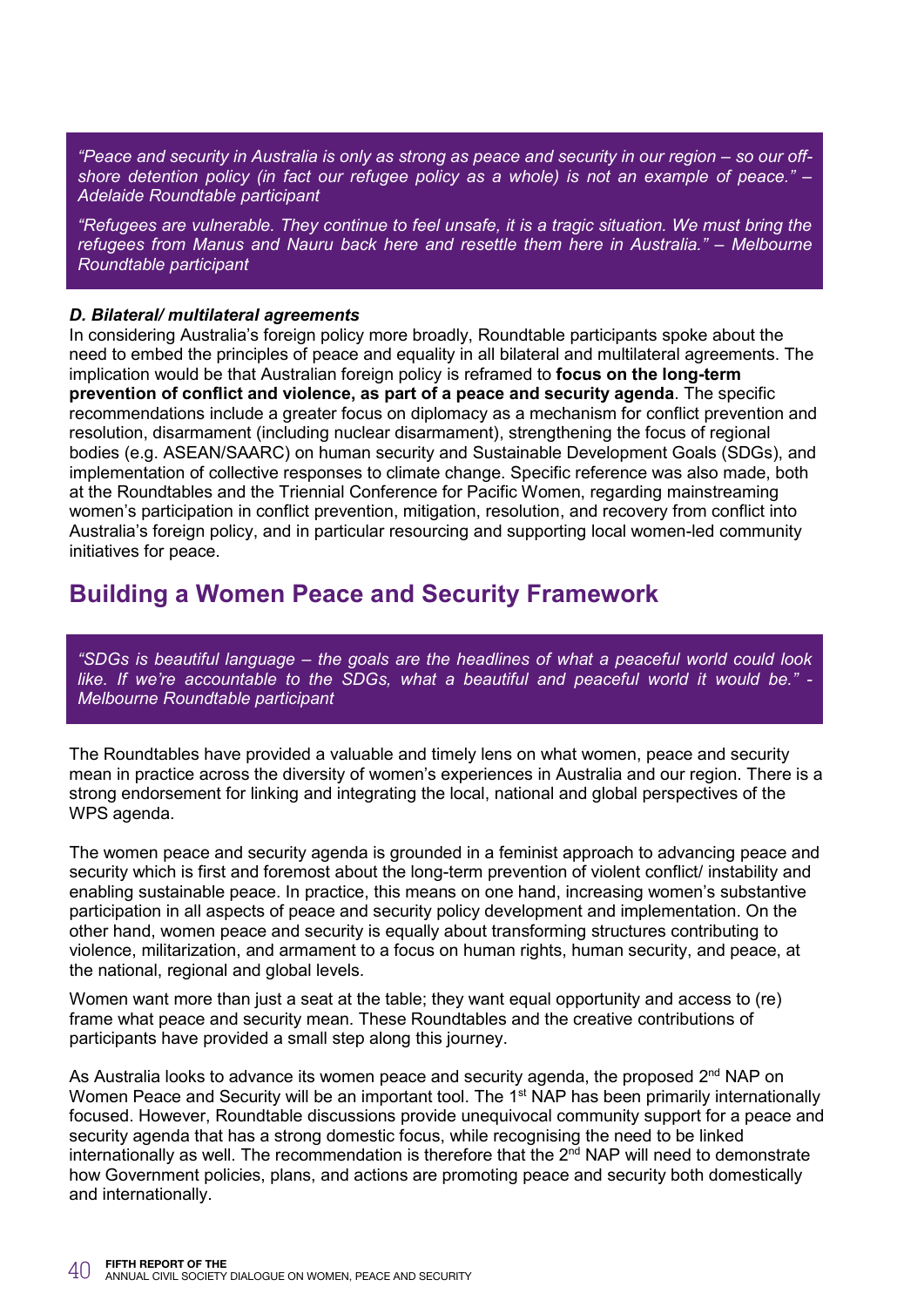*"Peace and security in Australia is only as strong as peace and security in our region – so our off-shore detention policy (in fact our refugee policy as a whole) is not an example of peace." – Adelaide Roundtable participant*

*"Refugees are vulnerable. They continue to feel unsafe, it is a tragic situation. We must bring the refugees from Manus and Nauru back here and resettle them here in Australia." – Melbourne Roundtable participant*

***D. Bilateral/ multilateral agreements***

In considering Australia's foreign policy more broadly, Roundtable participants spoke about the need to embed the principles of peace and equality in all bilateral and multilateral agreements. The implication would be that Australian foreign policy is reframed to **focus on the long-term prevention of conflict and violence, as part of a peace and security agenda**. The specific recommendations include a greater focus on diplomacy as a mechanism for conflict prevention and resolution, disarmament (including nuclear disarmament), strengthening the focus of regional bodies (e.g. ASEAN/SAARC) on human security and Sustainable Development Goals (SDGs), and implementation of collective responses to climate change. Specific reference was also made, both at the Roundtables and the Triennial Conference for Pacific Women, regarding mainstreaming women's participation in conflict prevention, mitigation, resolution, and recovery from conflict into Australia's foreign policy, and in particular resourcing and supporting local women-led community initiatives for peace.

## Building a Women Peace and Security Framework

*"SDGs is beautiful language – the goals are the headlines of what a peaceful world could look like. If we're accountable to the SDGs, what a beautiful and peaceful world it would be." - Melbourne Roundtable participant*

The Roundtables have provided a valuable and timely lens on what women, peace and security mean in practice across the diversity of women's experiences in Australia and our region. There is a strong endorsement for linking and integrating the local, national and global perspectives of the WPS agenda.

The women peace and security agenda is grounded in a feminist approach to advancing peace and security which is first and foremost about the long-term prevention of violent conflict/ instability and enabling sustainable peace. In practice, this means on one hand, increasing women's substantive participation in all aspects of peace and security policy development and implementation. On the other hand, women peace and security is equally about transforming structures contributing to violence, militarization, and armament to a focus on human rights, human security, and peace, at the national, regional and global levels.

Women want more than just a seat at the table; they want equal opportunity and access to (re) frame what peace and security mean. These Roundtables and the creative contributions of participants have provided a small step along this journey.

As Australia looks to advance its women peace and security agenda, the proposed 2nd NAP on Women Peace and Security will be an important tool. The 1st NAP has been primarily internationally focused. However, Roundtable discussions provide unequivocal community support for a peace and security agenda that has a strong domestic focus, while recognising the need to be linked internationally as well. The recommendation is therefore that the 2nd NAP will need to demonstrate how Government policies, plans, and actions are promoting peace and security both domestically and internationally.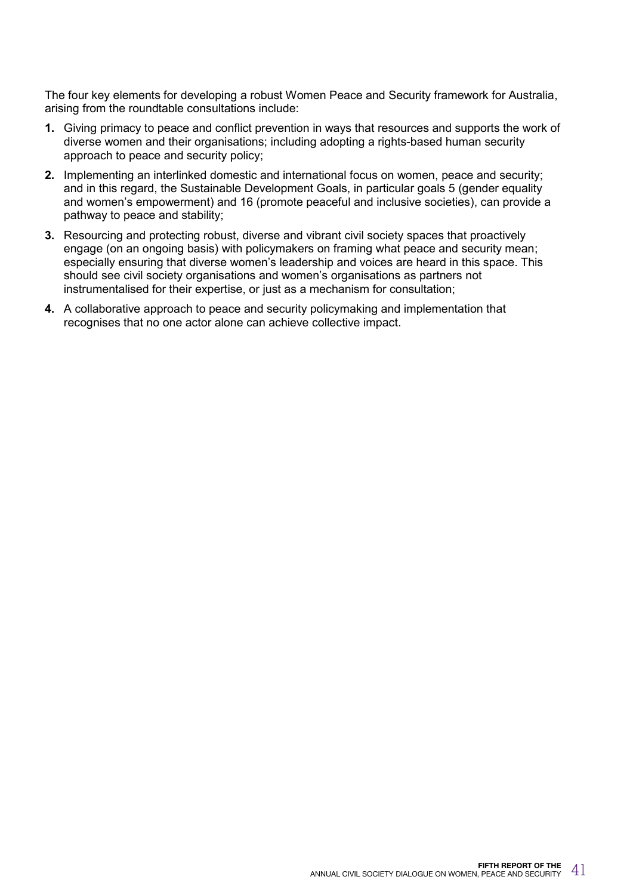The four key elements for developing a robust Women Peace and Security framework for Australia, arising from the roundtable consultations include:

1. Giving primacy to peace and conflict prevention in ways that resources and supports the work of diverse women and their organisations; including adopting a rights-based human security approach to peace and security policy;
2. Implementing an interlinked domestic and international focus on women, peace and security; and in this regard, the Sustainable Development Goals, in particular goals 5 (gender equality and women's empowerment) and 16 (promote peaceful and inclusive societies), can provide a pathway to peace and stability;
3. Resourcing and protecting robust, diverse and vibrant civil society spaces that proactively engage (on an ongoing basis) with policymakers on framing what peace and security mean; especially ensuring that diverse women's leadership and voices are heard in this space. This should see civil society organisations and women's organisations as partners not instrumentalised for their expertise, or just as a mechanism for consultation;
4. A collaborative approach to peace and security policymaking and implementation that recognises that no one actor alone can achieve collective impact.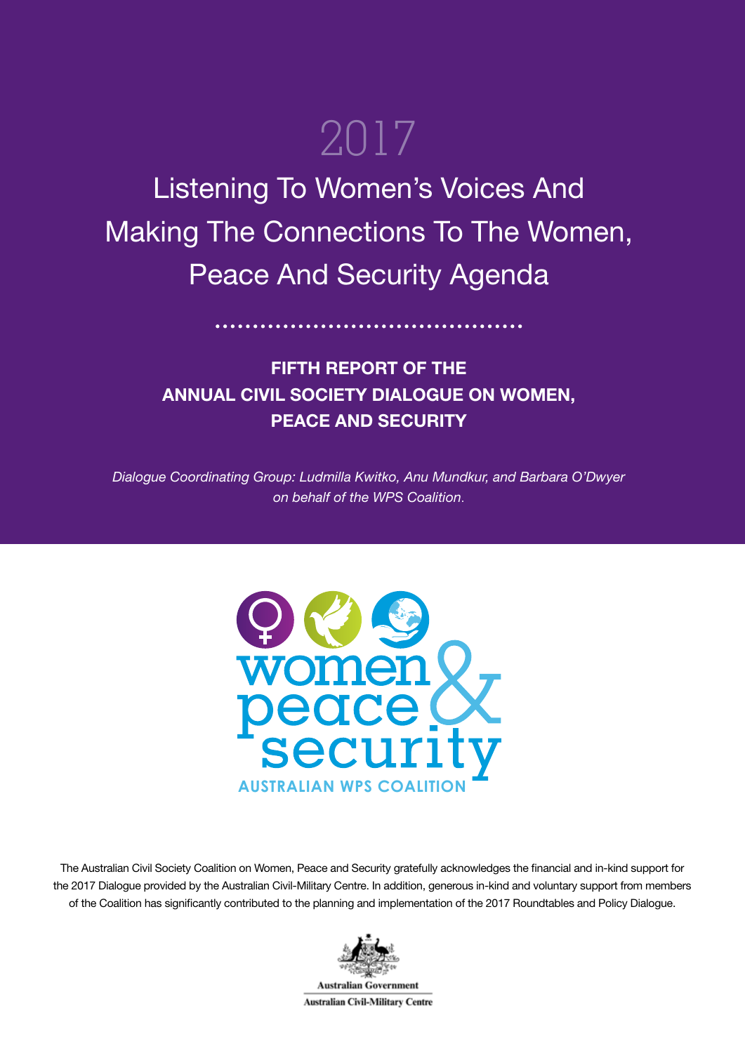# 2017

# Listening To Women's Voices And Making The Connections To The Women, Peace And Security Agenda

**FIFTH REPORT OF THE ANNUAL CIVIL SOCIETY DIALOGUE ON WOMEN, PEACE AND SECURITY**

*Dialogue Coordinating Group: Ludmilla Kwitko, Anu Mundkur, and Barbara O'Dwyer on behalf of the WPS Coalition.*

women peace & security

AUSTRALIAN WPS COALITION

The Australian Civil Society Coalition on Women, Peace and Security gratefully acknowledges the financial and in-kind support for the 2017 Dialogue provided by the Australian Civil-Military Centre. In addition, generous in-kind and voluntary support from members of the Coalition has significantly contributed to the planning and implementation of the 2017 Roundtables and Policy Dialogue.

Australian Government

Australian Civil-Military Centre